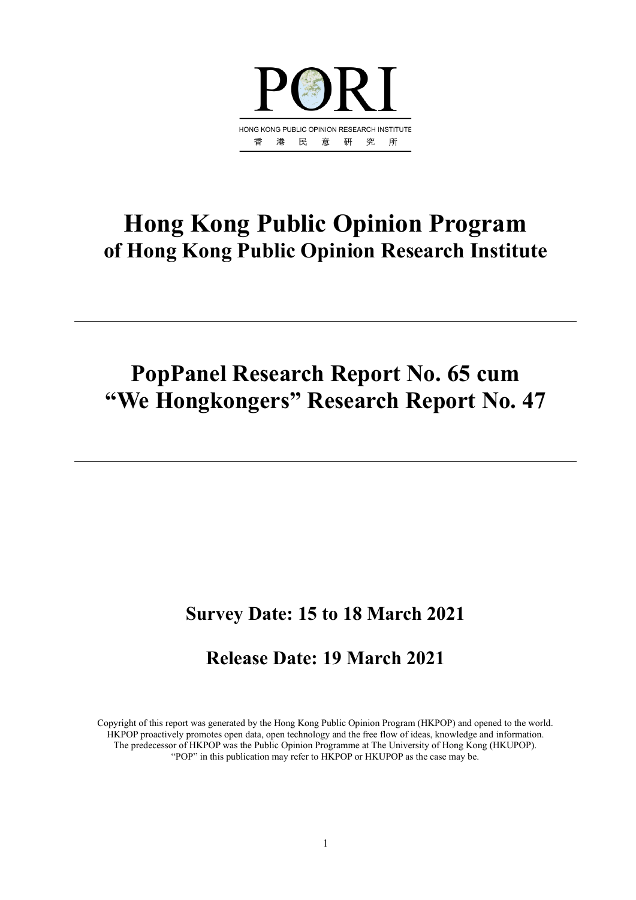PORI

HONG KONG PUBLIC OPINION RESEARCH INSTITUTE

香 港 民 意 研 究 所

# Hong Kong Public Opinion Program
## of Hong Kong Public Opinion Research Institute

---

# PopPanel Research Report No. 65 cum "We Hongkongers" Research Report No. 47

---

## Survey Date: 15 to 18 March 2021

## Release Date: 19 March 2021

Copyright of this report was generated by the Hong Kong Public Opinion Program (HKPOP) and opened to the world. HKPOP proactively promotes open data, open technology and the free flow of ideas, knowledge and information. The predecessor of HKPOP was the Public Opinion Programme at The University of Hong Kong (HKUPOP). "POP" in this publication may refer to HKPOP or HKUPOP as the case may be.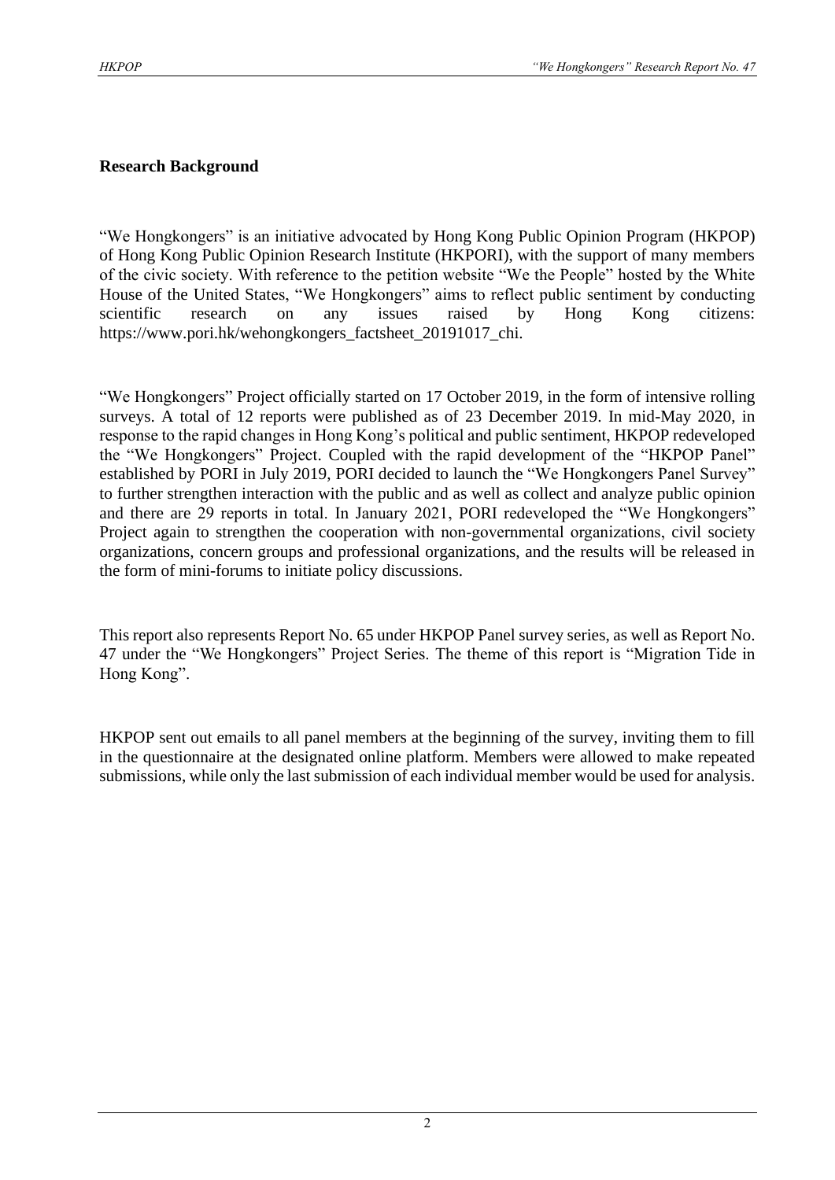## Research Background

"We Hongkongers" is an initiative advocated by Hong Kong Public Opinion Program (HKPOP) of Hong Kong Public Opinion Research Institute (HKPORI), with the support of many members of the civic society. With reference to the petition website "We the People" hosted by the White House of the United States, "We Hongkongers" aims to reflect public sentiment by conducting scientific research on any issues raised by Hong Kong citizens: https://www.pori.hk/wehongkongers_factsheet_20191017_chi.

"We Hongkongers" Project officially started on 17 October 2019, in the form of intensive rolling surveys. A total of 12 reports were published as of 23 December 2019. In mid-May 2020, in response to the rapid changes in Hong Kong's political and public sentiment, HKPOP redeveloped the "We Hongkongers" Project. Coupled with the rapid development of the "HKPOP Panel" established by PORI in July 2019, PORI decided to launch the "We Hongkongers Panel Survey" to further strengthen interaction with the public and as well as collect and analyze public opinion and there are 29 reports in total. In January 2021, PORI redeveloped the "We Hongkongers" Project again to strengthen the cooperation with non-governmental organizations, civil society organizations, concern groups and professional organizations, and the results will be released in the form of mini-forums to initiate policy discussions.

This report also represents Report No. 65 under HKPOP Panel survey series, as well as Report No. 47 under the "We Hongkongers" Project Series. The theme of this report is "Migration Tide in Hong Kong".

HKPOP sent out emails to all panel members at the beginning of the survey, inviting them to fill in the questionnaire at the designated online platform. Members were allowed to make repeated submissions, while only the last submission of each individual member would be used for analysis.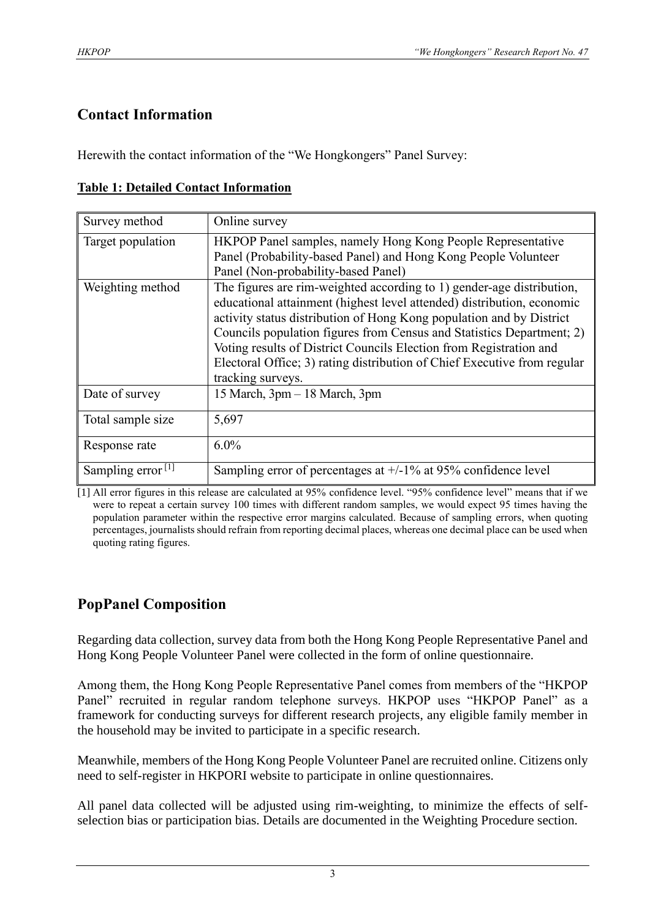## Contact Information

Herewith the contact information of the "We Hongkongers" Panel Survey:

**Table 1: Detailed Contact Information**

| | |
|---|---|
| Survey method | Online survey |
| Target population | HKPOP Panel samples, namely Hong Kong People Representative Panel (Probability-based Panel) and Hong Kong People Volunteer Panel (Non-probability-based Panel) |
| Weighting method | The figures are rim-weighted according to 1) gender-age distribution, educational attainment (highest level attended) distribution, economic activity status distribution of Hong Kong population and by District Councils population figures from Census and Statistics Department; 2) Voting results of District Councils Election from Registration and Electoral Office; 3) rating distribution of Chief Executive from regular tracking surveys. |
| Date of survey | 15 March, 3pm – 18 March, 3pm |
| Total sample size | 5,697 |
| Response rate | 6.0% |
| Sampling error [1] | Sampling error of percentages at +/-1% at 95% confidence level |

[1] All error figures in this release are calculated at 95% confidence level. "95% confidence level" means that if we were to repeat a certain survey 100 times with different random samples, we would expect 95 times having the population parameter within the respective error margins calculated. Because of sampling errors, when quoting percentages, journalists should refrain from reporting decimal places, whereas one decimal place can be used when quoting rating figures.

## PopPanel Composition

Regarding data collection, survey data from both the Hong Kong People Representative Panel and Hong Kong People Volunteer Panel were collected in the form of online questionnaire.

Among them, the Hong Kong People Representative Panel comes from members of the "HKPOP Panel" recruited in regular random telephone surveys. HKPOP uses "HKPOP Panel" as a framework for conducting surveys for different research projects, any eligible family member in the household may be invited to participate in a specific research.

Meanwhile, members of the Hong Kong People Volunteer Panel are recruited online. Citizens only need to self-register in HKPORI website to participate in online questionnaires.

All panel data collected will be adjusted using rim-weighting, to minimize the effects of self-selection bias or participation bias. Details are documented in the Weighting Procedure section.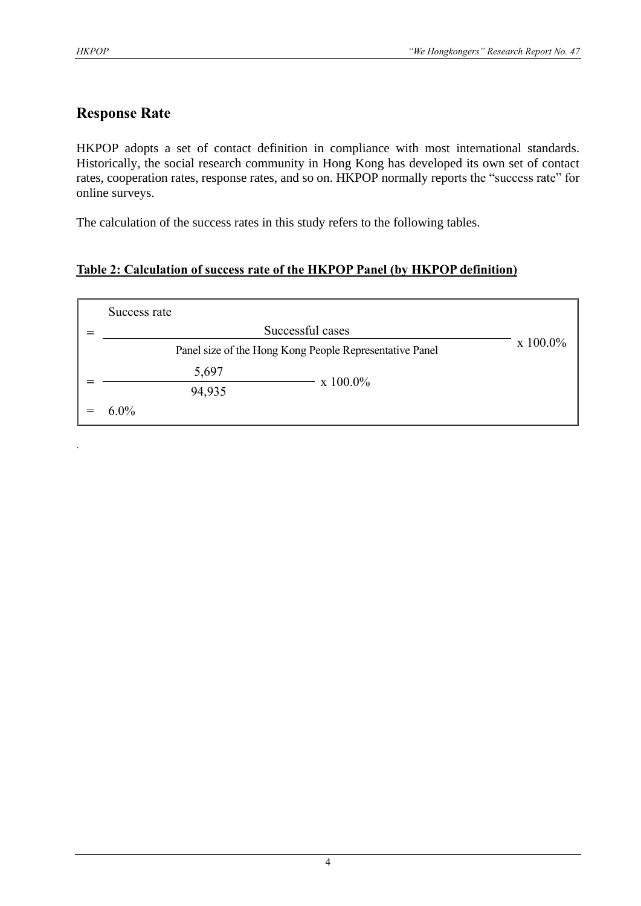## Response Rate

HKPOP adopts a set of contact definition in compliance with most international standards. Historically, the social research community in Hong Kong has developed its own set of contact rates, cooperation rates, response rates, and so on. HKPOP normally reports the "success rate" for online surveys.

The calculation of the success rates in this study refers to the following tables.

**Table 2: Calculation of success rate of the HKPOP Panel (by HKPOP definition)**

Success rate

$$= \frac{\text{Successful cases}}{\text{Panel size of the Hong Kong People Representative Panel}} \times 100.0\%$$

$$= \frac{5{,}697}{94{,}935} \times 100.0\%$$

$$= 6.0\%$$

.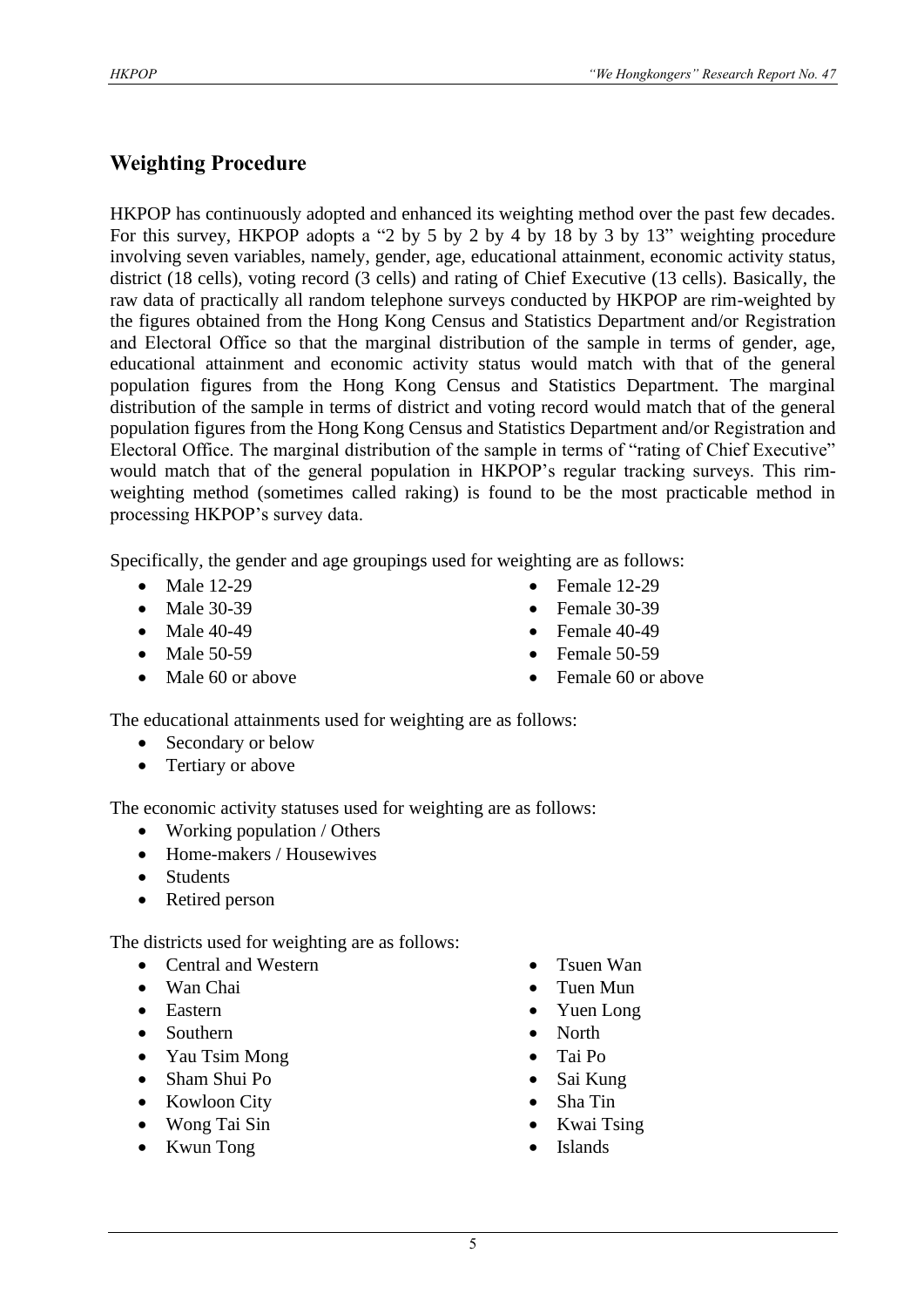## Weighting Procedure

HKPOP has continuously adopted and enhanced its weighting method over the past few decades. For this survey, HKPOP adopts a "2 by 5 by 2 by 4 by 18 by 3 by 13" weighting procedure involving seven variables, namely, gender, age, educational attainment, economic activity status, district (18 cells), voting record (3 cells) and rating of Chief Executive (13 cells). Basically, the raw data of practically all random telephone surveys conducted by HKPOP are rim-weighted by the figures obtained from the Hong Kong Census and Statistics Department and/or Registration and Electoral Office so that the marginal distribution of the sample in terms of gender, age, educational attainment and economic activity status would match with that of the general population figures from the Hong Kong Census and Statistics Department. The marginal distribution of the sample in terms of district and voting record would match that of the general population figures from the Hong Kong Census and Statistics Department and/or Registration and Electoral Office. The marginal distribution of the sample in terms of "rating of Chief Executive" would match that of the general population in HKPOP's regular tracking surveys. This rim-weighting method (sometimes called raking) is found to be the most practicable method in processing HKPOP's survey data.

Specifically, the gender and age groupings used for weighting are as follows:

- Male 12-29
- Male 30-39
- Male 40-49
- Male 50-59
- Male 60 or above
- Female 12-29
- Female 30-39
- Female 40-49
- Female 50-59
- Female 60 or above

The educational attainments used for weighting are as follows:

- Secondary or below
- Tertiary or above

The economic activity statuses used for weighting are as follows:

- Working population / Others
- Home-makers / Housewives
- Students
- Retired person

The districts used for weighting are as follows:

- Central and Western
- Wan Chai
- Eastern
- Southern
- Yau Tsim Mong
- Sham Shui Po
- Kowloon City
- Wong Tai Sin
- Kwun Tong
- Tsuen Wan
- Tuen Mun
- Yuen Long
- North
- Tai Po
- Sai Kung
- Sha Tin
- Kwai Tsing
- Islands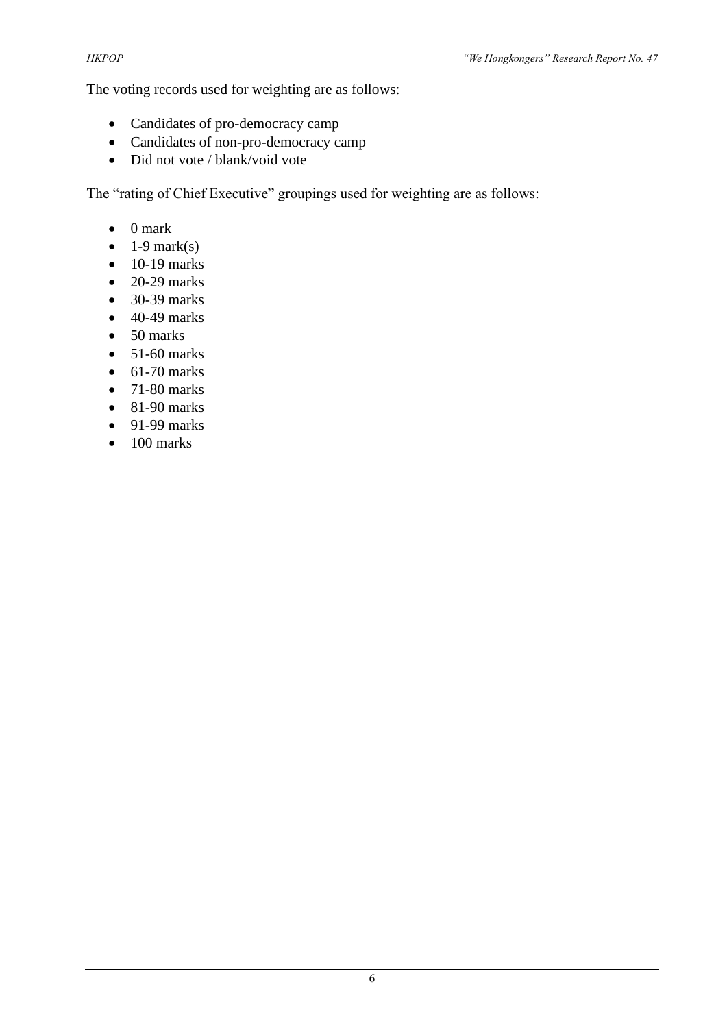The voting records used for weighting are as follows:

- Candidates of pro-democracy camp
- Candidates of non-pro-democracy camp
- Did not vote / blank/void vote

The "rating of Chief Executive" groupings used for weighting are as follows:

- 0 mark
- 1-9 mark(s)
- 10-19 marks
- 20-29 marks
- 30-39 marks
- 40-49 marks
- 50 marks
- 51-60 marks
- 61-70 marks
- 71-80 marks
- 81-90 marks
- 91-99 marks
- 100 marks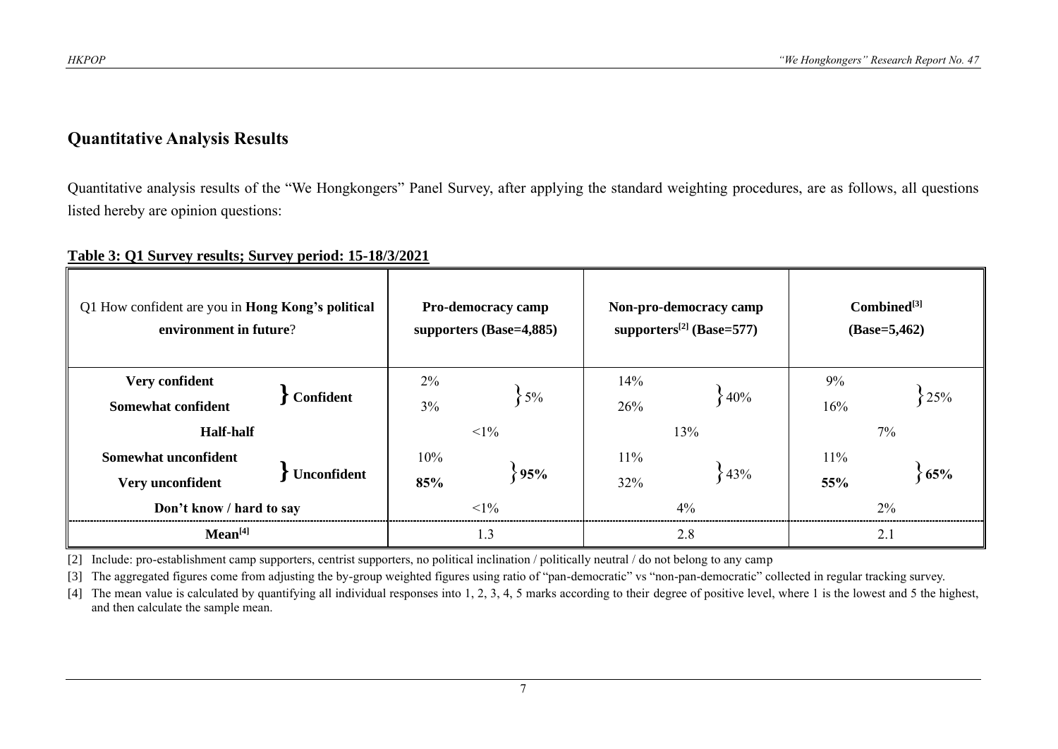## Quantitative Analysis Results

Quantitative analysis results of the "We Hongkongers" Panel Survey, after applying the standard weighting procedures, are as follows, all questions listed hereby are opinion questions:

**Table 3: Q1 Survey results; Survey period: 15-18/3/2021**

| Q1 How confident are you in **Hong Kong's political environment in future**? | | **Pro-democracy camp supporters (Base=4,885)** | | **Non-pro-democracy camp supporters[2] (Base=577)** | | **Combined[3] (Base=5,462)** | |
|---|---|---|---|---|---|---|---|
| **Very confident** | **Confident** | 2% | 5% | 14% | 40% | 9% | 25% |
| **Somewhat confident** | | 3% | | 26% | | 16% | |
| **Half-half** | | <1% | | 13% | | 7% | |
| **Somewhat unconfident** | **Unconfident** | 10% | **95%** | 11% | 43% | 11% | **65%** |
| **Very unconfident** | | **85%** | | 32% | | **55%** | |
| **Don't know / hard to say** | | <1% | | 4% | | 2% | |
| **Mean[4]** | | 1.3 | | 2.8 | | 2.1 | |

[2] Include: pro-establishment camp supporters, centrist supporters, no political inclination / politically neutral / do not belong to any camp

[3] The aggregated figures come from adjusting the by-group weighted figures using ratio of "pan-democratic" vs "non-pan-democratic" collected in regular tracking survey.

[4] The mean value is calculated by quantifying all individual responses into 1, 2, 3, 4, 5 marks according to their degree of positive level, where 1 is the lowest and 5 the highest, and then calculate the sample mean.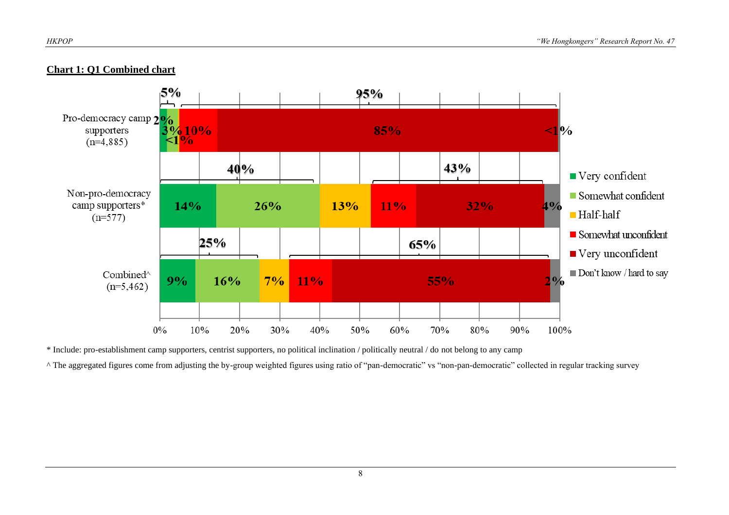**Chart 1: Q1 Combined chart**

| | Very confident | Somewhat confident | Half-half | Somewhat unconfident | Very unconfident | Don't know / hard to say |
|---|---|---|---|---|---|---|
| Pro-democracy camp supporters (n=4,885) | 2% | 3% | <1% | 10% | 85% | <1% |
| Non-pro-democracy camp supporters* (n=577) | 14% | 26% | 13% | 11% | 32% | 4% |
| Combined^ (n=5,462) | 9% | 16% | 7% | 11% | 55% | 2% |

Pro-democracy camp supporters: confident 5%, unconfident 95%
Non-pro-democracy camp supporters: confident 40%, unconfident 43%
Combined: confident 25%, unconfident 65%

\* Include: pro-establishment camp supporters, centrist supporters, no political inclination / politically neutral / do not belong to any camp

^ The aggregated figures come from adjusting the by-group weighted figures using ratio of "pan-democratic" vs "non-pan-democratic" collected in regular tracking survey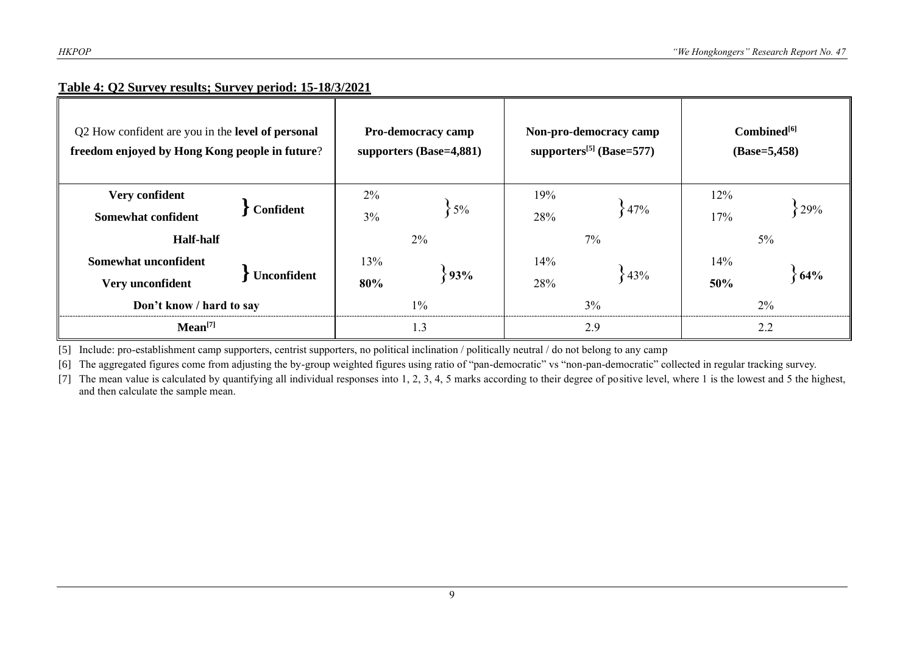**Table 4: Q2 Survey results; Survey period: 15-18/3/2021**

| Q2 How confident are you in the **level of personal freedom enjoyed by Hong Kong people in future**? | | Pro-democracy camp supporters (Base=4,881) | | Non-pro-democracy camp supporters[5] (Base=577) | | Combined[6] (Base=5,458) | |
|---|---|---|---|---|---|---|---|
| **Very confident** | **Confident** | 2% | 5% | 19% | 47% | 12% | 29% |
| **Somewhat confident** | | 3% | | 28% | | 17% | |
| **Half-half** | | 2% | | 7% | | 5% | |
| **Somewhat unconfident** | **Unconfident** | 13% | **93%** | 14% | 43% | 14% | **64%** |
| **Very unconfident** | | **80%** | | 28% | | **50%** | |
| **Don't know / hard to say** | | 1% | | 3% | | 2% | |
| **Mean[7]** | | 1.3 | | 2.9 | | 2.2 | |

[5] Include: pro-establishment camp supporters, centrist supporters, no political inclination / politically neutral / do not belong to any camp

[6] The aggregated figures come from adjusting the by-group weighted figures using ratio of "pan-democratic" vs "non-pan-democratic" collected in regular tracking survey.

[7] The mean value is calculated by quantifying all individual responses into 1, 2, 3, 4, 5 marks according to their degree of positive level, where 1 is the lowest and 5 the highest, and then calculate the sample mean.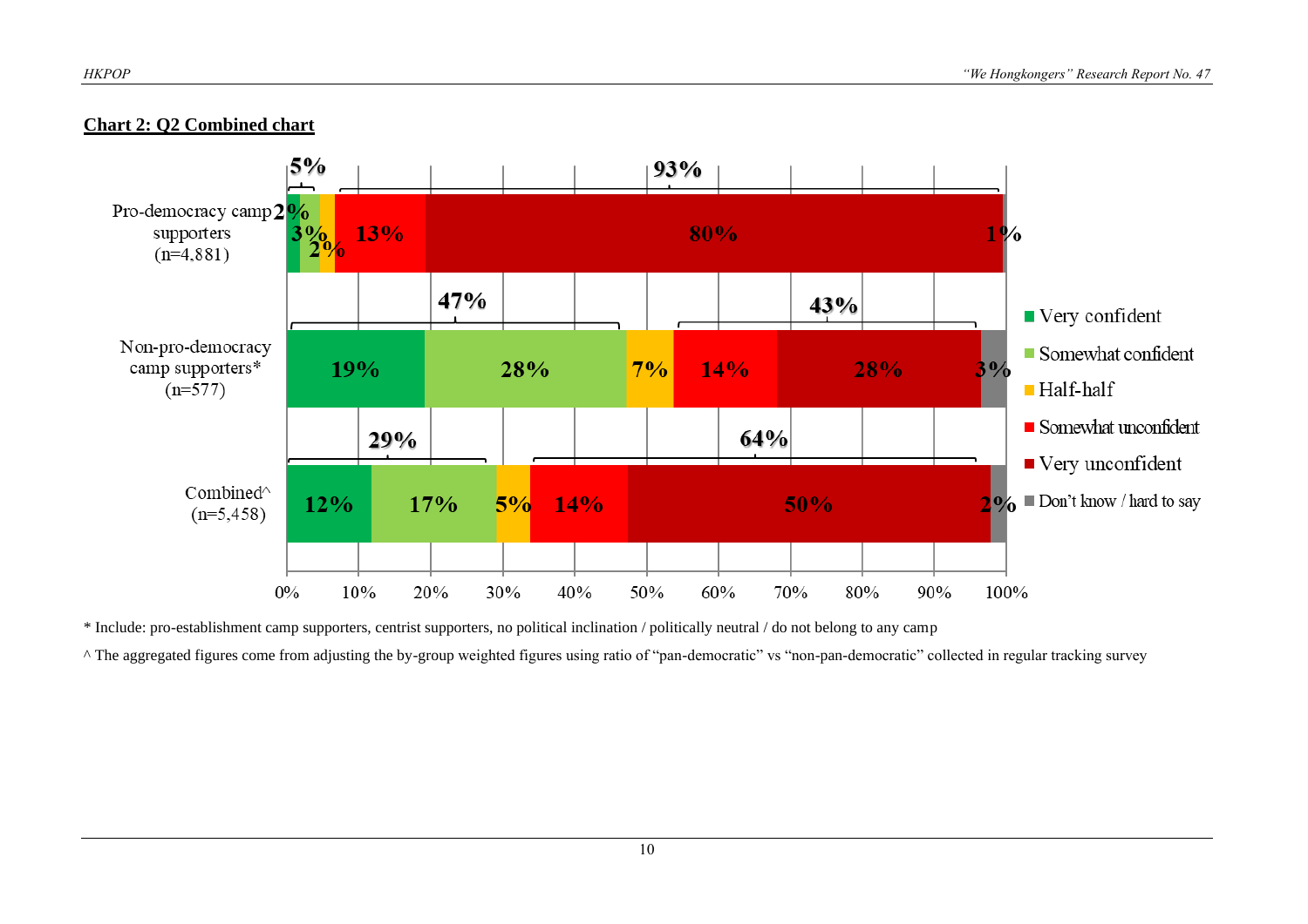**Chart 2: Q2 Combined chart**

| | Very confident | Somewhat confident | Half-half | Somewhat unconfident | Very unconfident | Don't know / hard to say |
|---|---|---|---|---|---|---|
| Pro-democracy camp supporters (n=4,881) | 2% | 3% | 2% | 13% | 80% | 1% |
| Non-pro-democracy camp supporters* (n=577) | 19% | 28% | 7% | 14% | 28% | 3% |
| Combined^ (n=5,458) | 12% | 17% | 5% | 14% | 50% | 2% |

Pro-democracy camp supporters: confident 5%, unconfident 93%. Non-pro-democracy camp supporters: confident 47%, unconfident 43%. Combined: confident 29%, unconfident 64%.

\* Include: pro-establishment camp supporters, centrist supporters, no political inclination / politically neutral / do not belong to any camp

^ The aggregated figures come from adjusting the by-group weighted figures using ratio of "pan-democratic" vs "non-pan-democratic" collected in regular tracking survey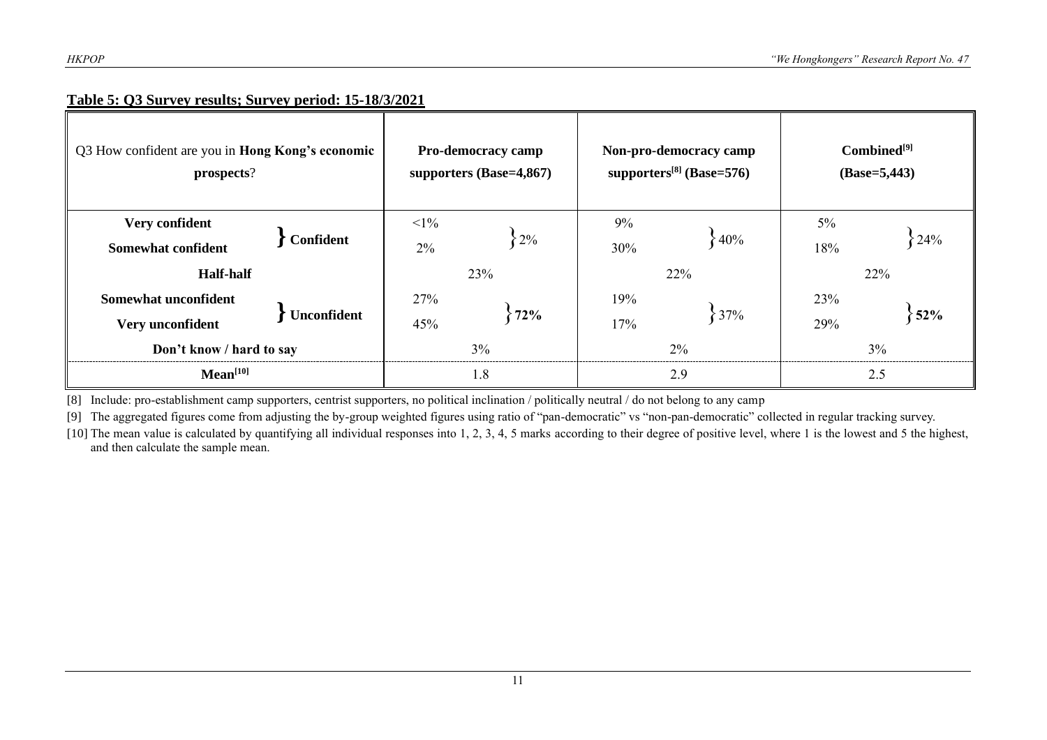**Table 5: Q3 Survey results; Survey period: 15-18/3/2021**

| Q3 How confident are you in **Hong Kong's economic prospects**? | | Pro-democracy camp supporters (Base=4,867) | | Non-pro-democracy camp supporters[8] (Base=576) | | Combined[9] (Base=5,443) | |
|---|---|---|---|---|---|---|---|
| **Very confident** | **Confident** | <1% | 2% | 9% | 40% | 5% | 24% |
| **Somewhat confident** | | 2% | | 30% | | 18% | |
| **Half-half** | | 23% | | 22% | | 22% | |
| **Somewhat unconfident** | **Unconfident** | 27% | **72%** | 19% | 37% | 23% | **52%** |
| **Very unconfident** | | 45% | | 17% | | 29% | |
| **Don't know / hard to say** | | 3% | | 2% | | 3% | |
| **Mean[10]** | | 1.8 | | 2.9 | | 2.5 | |

[8] Include: pro-establishment camp supporters, centrist supporters, no political inclination / politically neutral / do not belong to any camp

[9] The aggregated figures come from adjusting the by-group weighted figures using ratio of "pan-democratic" vs "non-pan-democratic" collected in regular tracking survey.

[10] The mean value is calculated by quantifying all individual responses into 1, 2, 3, 4, 5 marks according to their degree of positive level, where 1 is the lowest and 5 the highest, and then calculate the sample mean.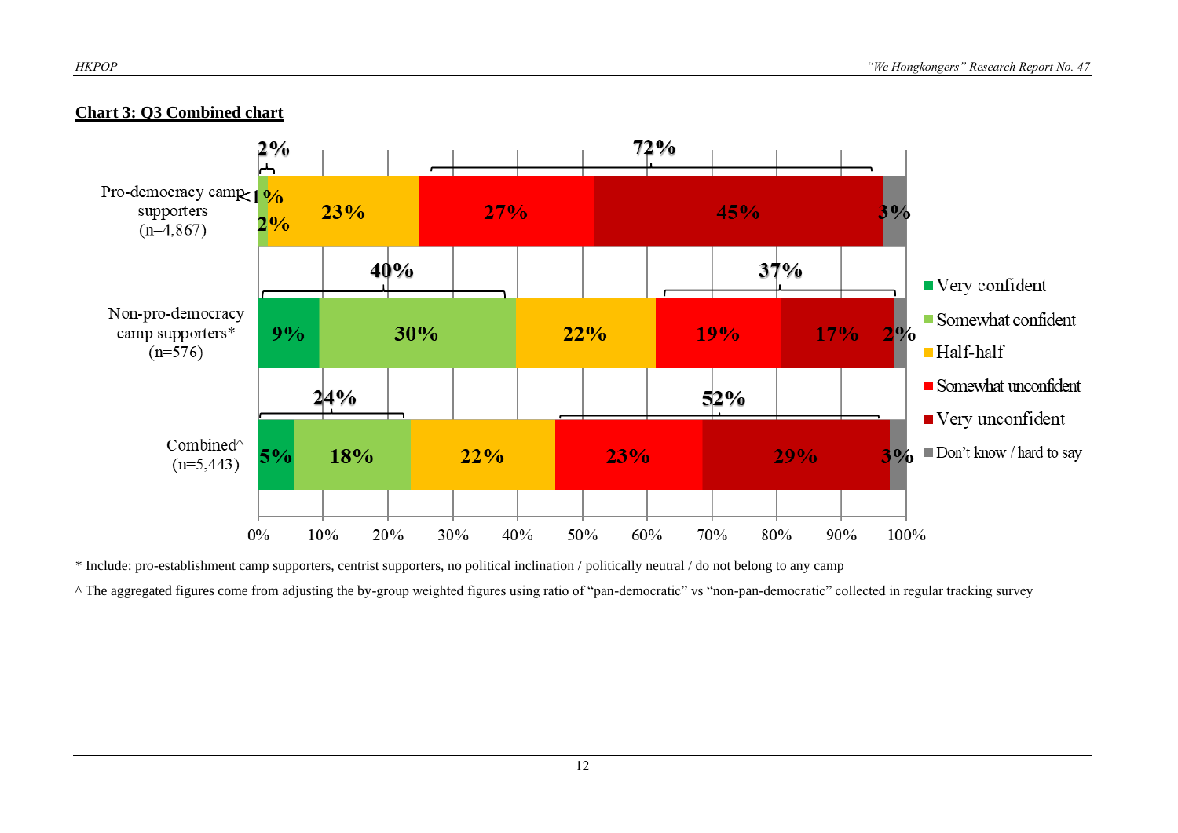**Chart 3: Q3 Combined chart**

| | Very confident | Somewhat confident | Half-half | Somewhat unconfident | Very unconfident | Don't know / hard to say |
|---|---|---|---|---|---|---|
| Pro-democracy camp supporters (n=4,867) | <1% | 2% | 23% | 27% | 45% | 3% |
| Non-pro-democracy camp supporters* (n=576) | 9% | 30% | 22% | 19% | 17% | 2% |
| Combined^ (n=5,443) | 5% | 18% | 22% | 23% | 29% | 3% |

Brackets: Pro-democracy camp supporters: 2% (confident), 72% (unconfident); Non-pro-democracy camp supporters: 40% (confident), 37% (unconfident); Combined: 24% (confident), 52% (unconfident).

\* Include: pro-establishment camp supporters, centrist supporters, no political inclination / politically neutral / do not belong to any camp

^ The aggregated figures come from adjusting the by-group weighted figures using ratio of "pan-democratic" vs "non-pan-democratic" collected in regular tracking survey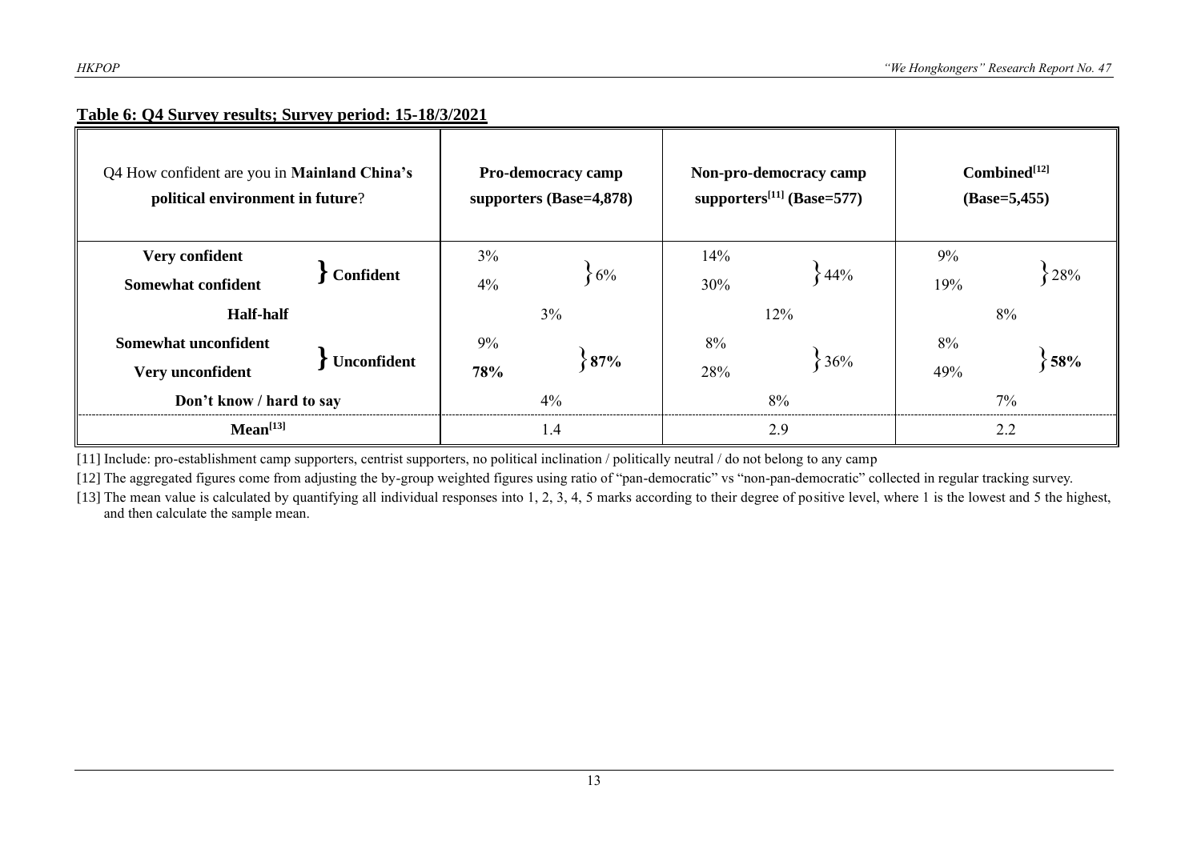**Table 6: Q4 Survey results; Survey period: 15-18/3/2021**

| Q4 How confident are you in **Mainland China's political environment in future**? | | Pro-democracy camp supporters (Base=4,878) | | Non-pro-democracy camp supporters[11] (Base=577) | | Combined[12] (Base=5,455) | |
|---|---|---|---|---|---|---|---|
| **Very confident** | **Confident** | 3% | 6% | 14% | 44% | 9% | 28% |
| **Somewhat confident** | | 4% | | 30% | | 19% | |
| **Half-half** | | 3% | | 12% | | 8% | |
| **Somewhat unconfident** | **Unconfident** | 9% | **87%** | 8% | 36% | 8% | **58%** |
| **Very unconfident** | | **78%** | | 28% | | 49% | |
| **Don't know / hard to say** | | 4% | | 8% | | 7% | |
| **Mean[13]** | | 1.4 | | 2.9 | | 2.2 | |

[11] Include: pro-establishment camp supporters, centrist supporters, no political inclination / politically neutral / do not belong to any camp

[12] The aggregated figures come from adjusting the by-group weighted figures using ratio of "pan-democratic" vs "non-pan-democratic" collected in regular tracking survey.

[13] The mean value is calculated by quantifying all individual responses into 1, 2, 3, 4, 5 marks according to their degree of positive level, where 1 is the lowest and 5 the highest, and then calculate the sample mean.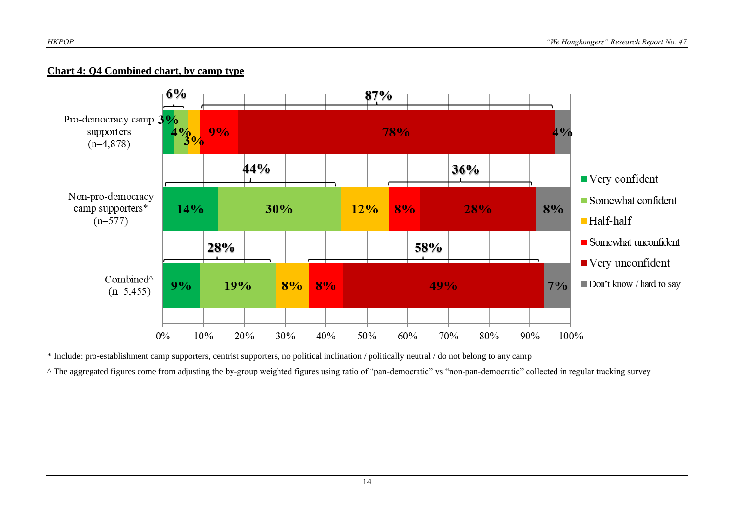**Chart 4: Q4 Combined chart, by camp type**

| | Very confident | Somewhat confident | Half-half | Somewhat unconfident | Very unconfident | Don't know / hard to say |
|---|---|---|---|---|---|---|
| Pro-democracy camp supporters (n=4,878) | 3% | 4% | 3% | 9% | 78% | 4% |
| Non-pro-democracy camp supporters* (n=577) | 14% | 30% | 12% | 8% | 28% | 8% |
| Combined^ (n=5,455) | 9% | 19% | 8% | 8% | 49% | 7% |

Bracketed totals (confident / unconfident): Pro-democracy camp supporters 6% / 87%; Non-pro-democracy camp supporters 44% / 36%; Combined 28% / 58%.

\* Include: pro-establishment camp supporters, centrist supporters, no political inclination / politically neutral / do not belong to any camp

^ The aggregated figures come from adjusting the by-group weighted figures using ratio of "pan-democratic" vs "non-pan-democratic" collected in regular tracking survey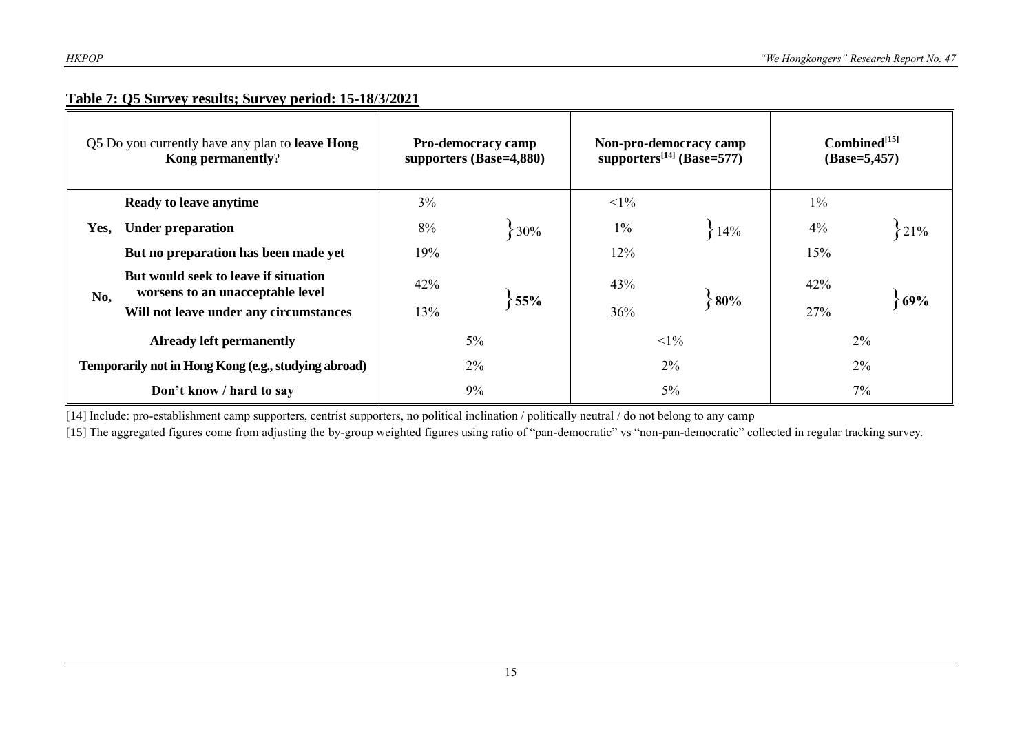**Table 7: Q5 Survey results; Survey period: 15-18/3/2021**

| Q5 Do you currently have any plan to **leave Hong Kong permanently**? | | Pro-democracy camp supporters (Base=4,880) | | Non-pro-democracy camp supporters[14] (Base=577) | | Combined[15] (Base=5,457) | |
|---|---|---|---|---|---|---|---|
| Yes, | **Ready to leave anytime** | 3% | 30% | <1% | 14% | 1% | 21% |
| | **Under preparation** | 8% | | 1% | | 4% | |
| | **But no preparation has been made yet** | 19% | | 12% | | 15% | |
| No, | **But would seek to leave if situation worsens to an unacceptable level** | 42% | **55%** | 43% | **80%** | 42% | **69%** |
| | **Will not leave under any circumstances** | 13% | | 36% | | 27% | |
| **Already left permanently** | | 5% | | <1% | | 2% | |
| **Temporarily not in Hong Kong (e.g., studying abroad)** | | 2% | | 2% | | 2% | |
| **Don't know / hard to say** | | 9% | | 5% | | 7% | |

[14] Include: pro-establishment camp supporters, centrist supporters, no political inclination / politically neutral / do not belong to any camp

[15] The aggregated figures come from adjusting the by-group weighted figures using ratio of "pan-democratic" vs "non-pan-democratic" collected in regular tracking survey.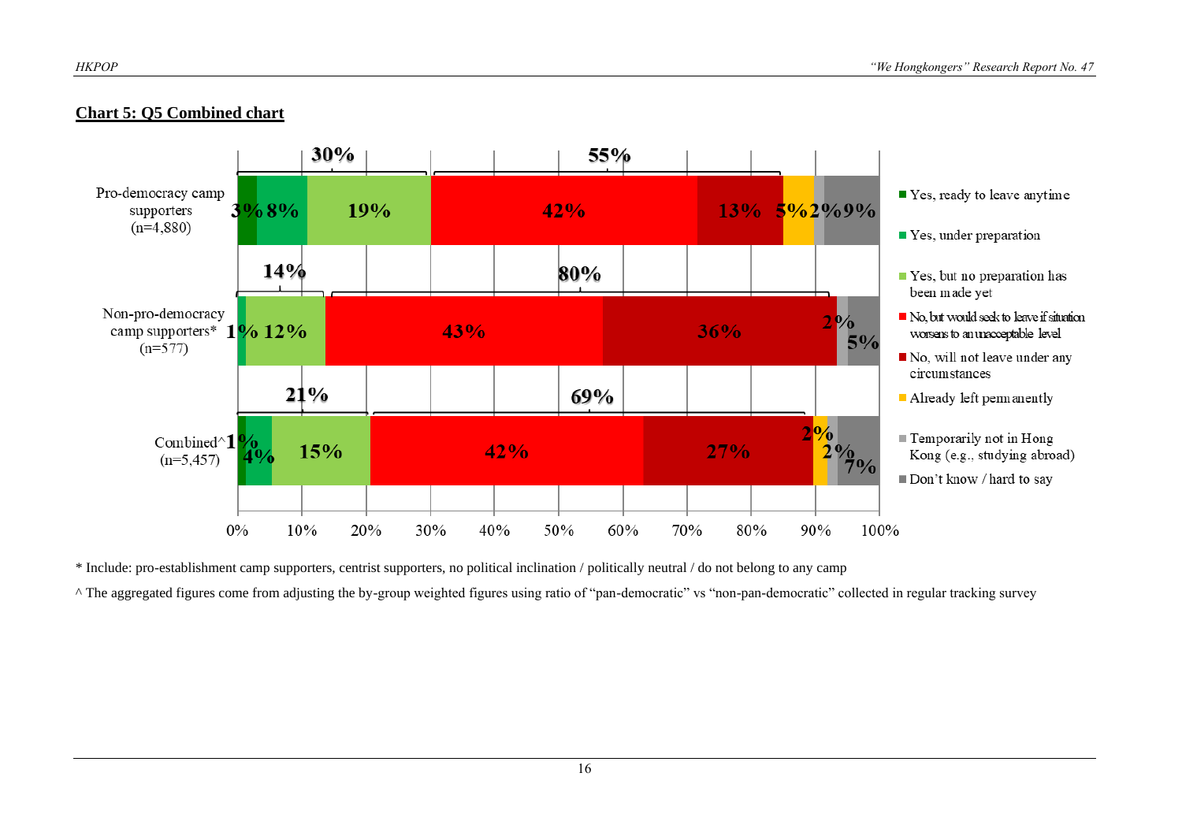**Chart 5: Q5 Combined chart**

| | Yes, ready to leave anytime | Yes, under preparation | Yes, but no preparation has been made yet | No, but would seek to leave if situation worsens to an unacceptable level | No, will not leave under any circumstances | Already left permanently | Temporarily not in Hong Kong (e.g., studying abroad) | Don't know / hard to say |
|---|---|---|---|---|---|---|---|---|
| Pro-democracy camp supporters (n=4,880) | 3% | 8% | 19% | 42% | 13% | 5% | 2% | 9% |
| Non-pro-democracy camp supporters* (n=577) | | 1% | 12% | 43% | 36% | | 2% | 5% |
| Combined^ (n=5,457) | 1% | 4% | 15% | 42% | 27% | 2% | 2% | 7% |

Subtotals shown on chart: Pro-democracy camp supporters: 30% (Yes), 55% (No); Non-pro-democracy camp supporters: 14% (Yes), 80% (No); Combined: 21% (Yes), 69% (No).

\* Include: pro-establishment camp supporters, centrist supporters, no political inclination / politically neutral / do not belong to any camp

^ The aggregated figures come from adjusting the by-group weighted figures using ratio of "pan-democratic" vs "non-pan-democratic" collected in regular tracking survey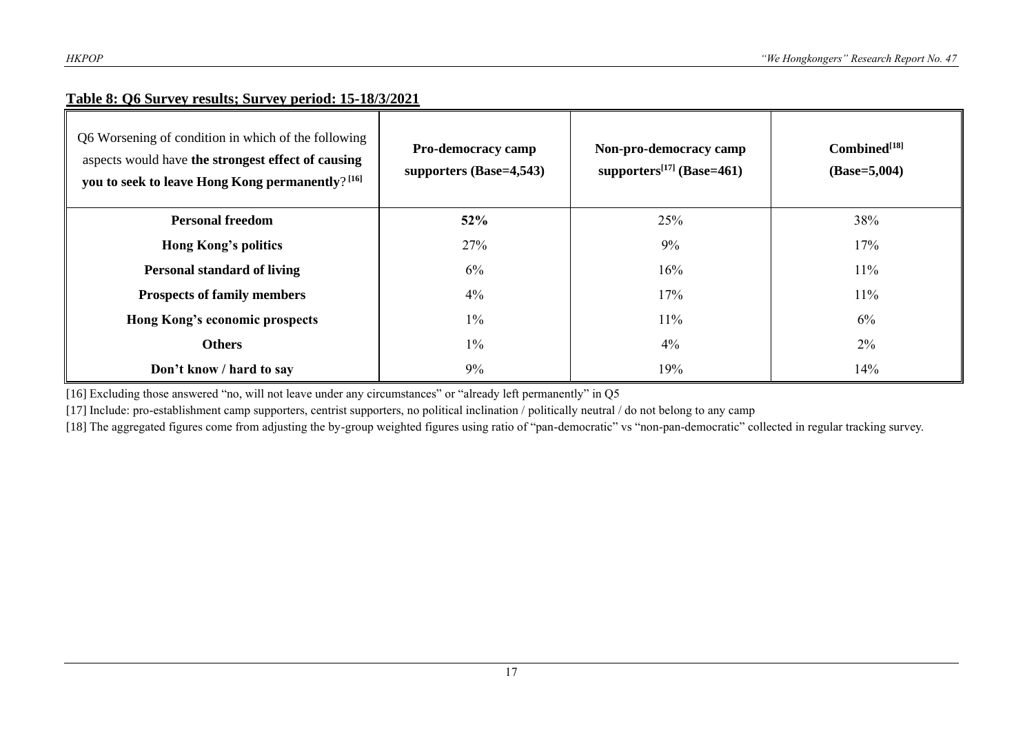**Table 8: Q6 Survey results; Survey period: 15-18/3/2021**

| Q6 Worsening of condition in which of the following aspects would have **the strongest effect of causing you to seek to leave Hong Kong permanently**? [16] | **Pro-democracy camp supporters (Base=4,543)** | **Non-pro-democracy camp supporters[17] (Base=461)** | **Combined[18] (Base=5,004)** |
|---|---|---|---|
| **Personal freedom** | **52%** | 25% | 38% |
| **Hong Kong's politics** | 27% | 9% | 17% |
| **Personal standard of living** | 6% | 16% | 11% |
| **Prospects of family members** | 4% | 17% | 11% |
| **Hong Kong's economic prospects** | 1% | 11% | 6% |
| **Others** | 1% | 4% | 2% |
| **Don't know / hard to say** | 9% | 19% | 14% |

[16] Excluding those answered "no, will not leave under any circumstances" or "already left permanently" in Q5

[17] Include: pro-establishment camp supporters, centrist supporters, no political inclination / politically neutral / do not belong to any camp

[18] The aggregated figures come from adjusting the by-group weighted figures using ratio of "pan-democratic" vs "non-pan-democratic" collected in regular tracking survey.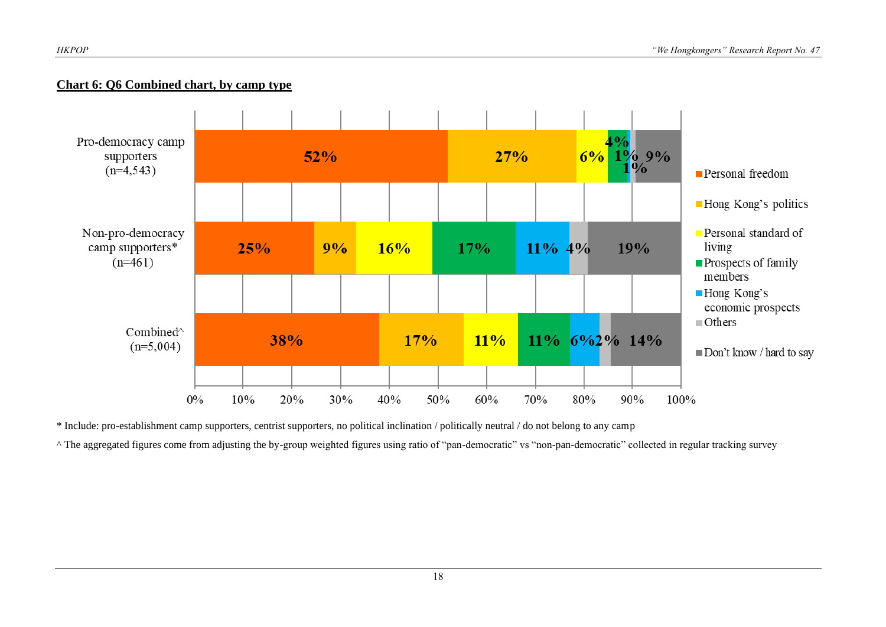**Chart 6: Q6 Combined chart, by camp type**

| | Personal freedom | Hong Kong's politics | Personal standard of living | Prospects of family members | Hong Kong's economic prospects | Others | Don't know / hard to say |
|---|---|---|---|---|---|---|---|
| Pro-democracy camp supporters (n=4,543) | 52% | 27% | 6% | 4% | 1% | 1% | 9% |
| Non-pro-democracy camp supporters* (n=461) | 25% | 9% | 16% | 17% | 11% | 4% | 19% |
| Combined^ (n=5,004) | 38% | 17% | 11% | 11% | 6% | 2% | 14% |

\* Include: pro-establishment camp supporters, centrist supporters, no political inclination / politically neutral / do not belong to any camp

^ The aggregated figures come from adjusting the by-group weighted figures using ratio of "pan-democratic" vs "non-pan-democratic" collected in regular tracking survey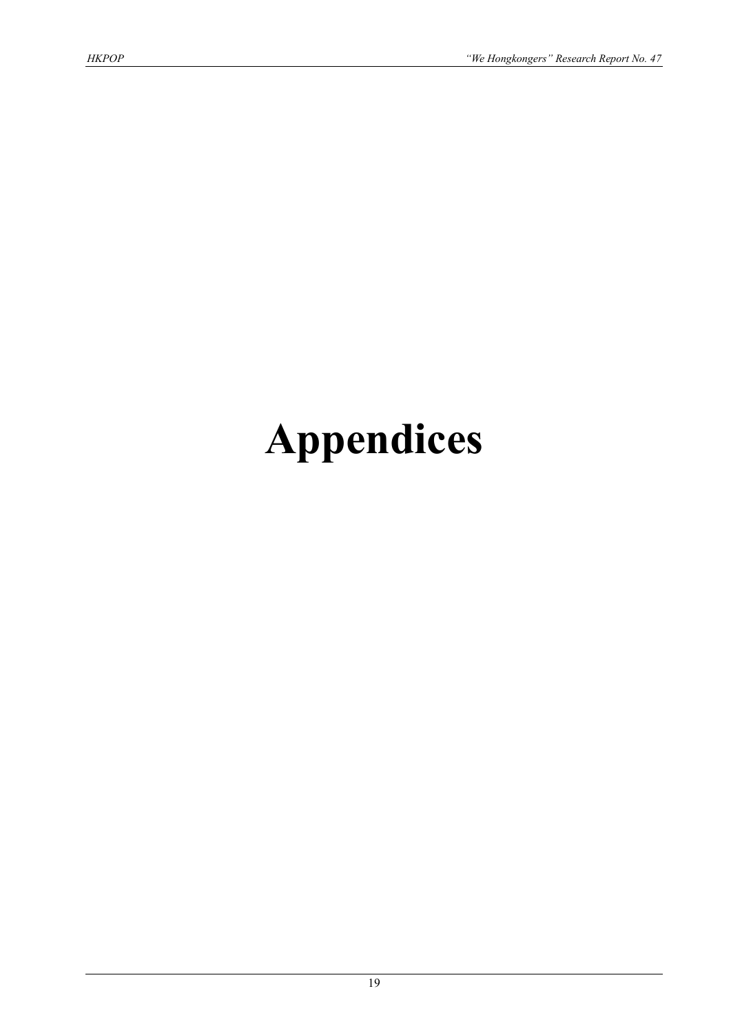# Appendices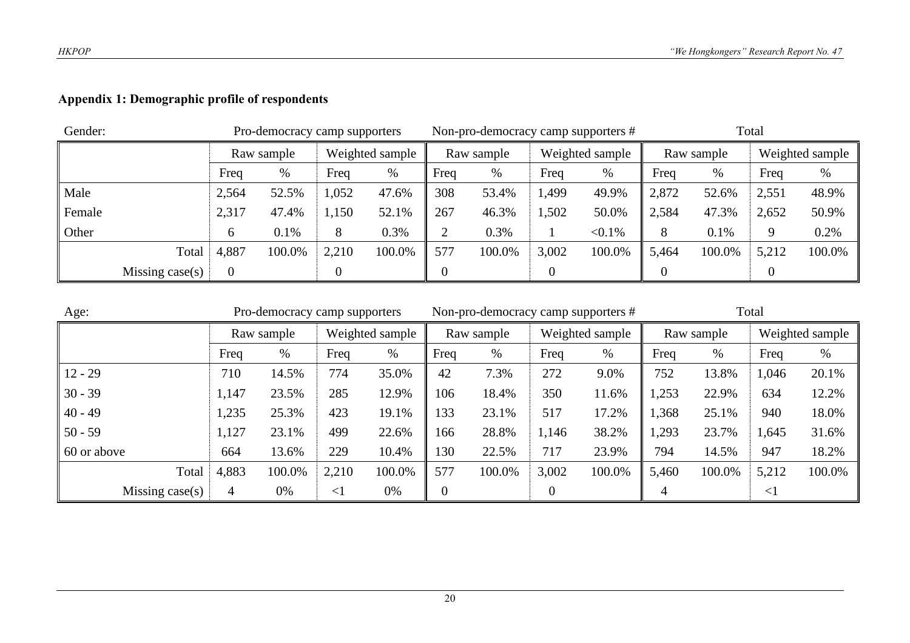## Appendix 1: Demographic profile of respondents

Gender:

| | Pro-democracy camp supporters | | | | Non-pro-democracy camp supporters # | | | | Total | | | |
|---|---|---|---|---|---|---|---|---|---|---|---|---|
| | Raw sample | | Weighted sample | | Raw sample | | Weighted sample | | Raw sample | | Weighted sample | |
| | Freq | % | Freq | % | Freq | % | Freq | % | Freq | % | Freq | % |
| Male | 2,564 | 52.5% | 1,052 | 47.6% | 308 | 53.4% | 1,499 | 49.9% | 2,872 | 52.6% | 2,551 | 48.9% |
| Female | 2,317 | 47.4% | 1,150 | 52.1% | 267 | 46.3% | 1,502 | 50.0% | 2,584 | 47.3% | 2,652 | 50.9% |
| Other | 6 | 0.1% | 8 | 0.3% | 2 | 0.3% | 1 | <0.1% | 8 | 0.1% | 9 | 0.2% |
| Total | 4,887 | 100.0% | 2,210 | 100.0% | 577 | 100.0% | 3,002 | 100.0% | 5,464 | 100.0% | 5,212 | 100.0% |
| Missing case(s) | 0 | | 0 | | 0 | | 0 | | 0 | | 0 | |

Age:

| | Pro-democracy camp supporters | | | | Non-pro-democracy camp supporters # | | | | Total | | | |
|---|---|---|---|---|---|---|---|---|---|---|---|---|
| | Raw sample | | Weighted sample | | Raw sample | | Weighted sample | | Raw sample | | Weighted sample | |
| | Freq | % | Freq | % | Freq | % | Freq | % | Freq | % | Freq | % |
| 12 - 29 | 710 | 14.5% | 774 | 35.0% | 42 | 7.3% | 272 | 9.0% | 752 | 13.8% | 1,046 | 20.1% |
| 30 - 39 | 1,147 | 23.5% | 285 | 12.9% | 106 | 18.4% | 350 | 11.6% | 1,253 | 22.9% | 634 | 12.2% |
| 40 - 49 | 1,235 | 25.3% | 423 | 19.1% | 133 | 23.1% | 517 | 17.2% | 1,368 | 25.1% | 940 | 18.0% |
| 50 - 59 | 1,127 | 23.1% | 499 | 22.6% | 166 | 28.8% | 1,146 | 38.2% | 1,293 | 23.7% | 1,645 | 31.6% |
| 60 or above | 664 | 13.6% | 229 | 10.4% | 130 | 22.5% | 717 | 23.9% | 794 | 14.5% | 947 | 18.2% |
| Total | 4,883 | 100.0% | 2,210 | 100.0% | 577 | 100.0% | 3,002 | 100.0% | 5,460 | 100.0% | 5,212 | 100.0% |
| Missing case(s) | 4 | 0% | <1 | 0% | 0 | | 0 | | 4 | | <1 | |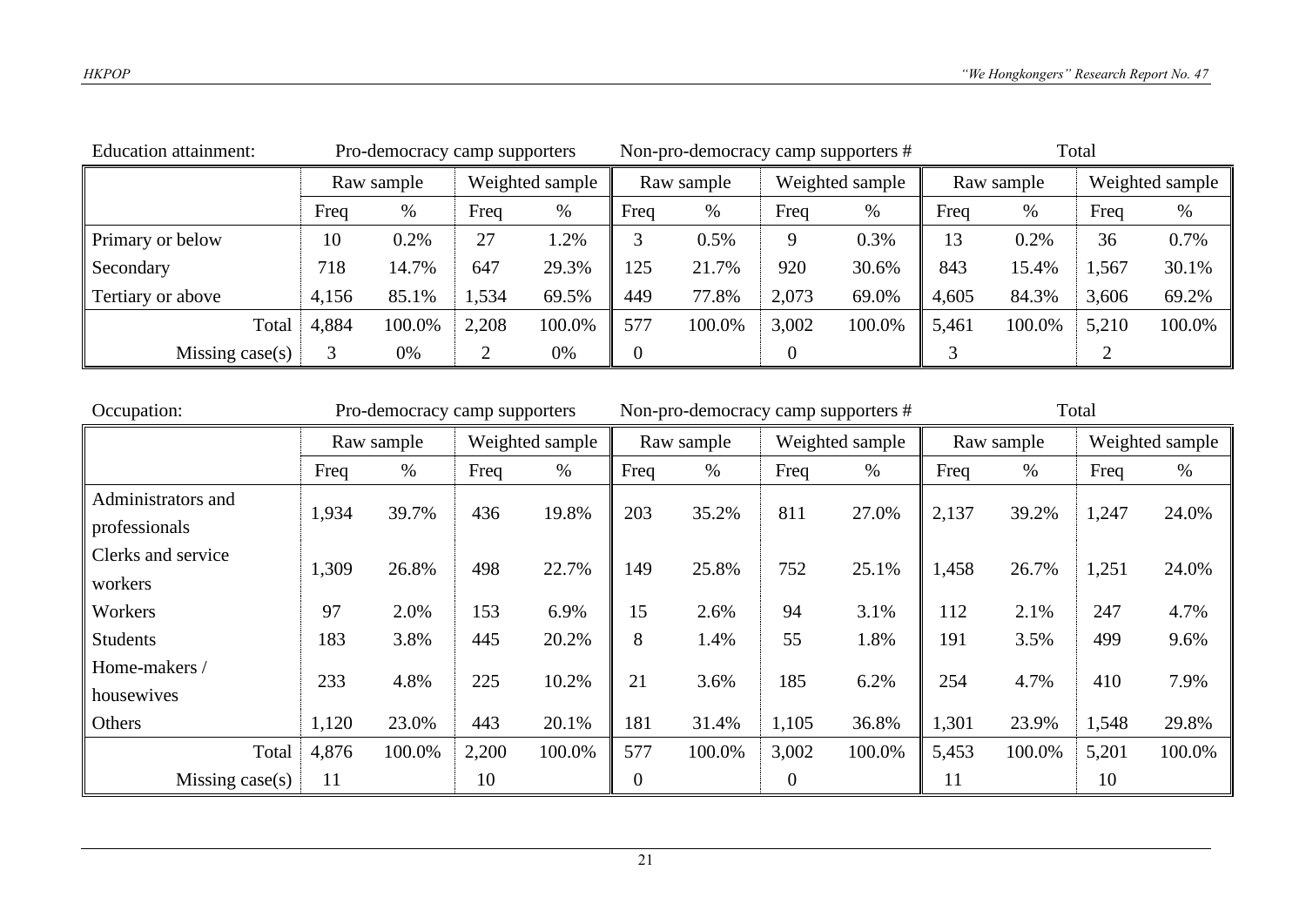| Education attainment: | Pro-democracy camp supporters | | | | Non-pro-democracy camp supporters # | | | | Total | | | |
|---|---|---|---|---|---|---|---|---|---|---|---|---|
| | Raw sample | | Weighted sample | | Raw sample | | Weighted sample | | Raw sample | | Weighted sample | |
| | Freq | % | Freq | % | Freq | % | Freq | % | Freq | % | Freq | % |
| Primary or below | 10 | 0.2% | 27 | 1.2% | 3 | 0.5% | 9 | 0.3% | 13 | 0.2% | 36 | 0.7% |
| Secondary | 718 | 14.7% | 647 | 29.3% | 125 | 21.7% | 920 | 30.6% | 843 | 15.4% | 1,567 | 30.1% |
| Tertiary or above | 4,156 | 85.1% | 1,534 | 69.5% | 449 | 77.8% | 2,073 | 69.0% | 4,605 | 84.3% | 3,606 | 69.2% |
| Total | 4,884 | 100.0% | 2,208 | 100.0% | 577 | 100.0% | 3,002 | 100.0% | 5,461 | 100.0% | 5,210 | 100.0% |
| Missing case(s) | 3 | 0% | 2 | 0% | 0 | | 0 | | 3 | | 2 | |

| Occupation: | Pro-democracy camp supporters | | | | Non-pro-democracy camp supporters # | | | | Total | | | |
|---|---|---|---|---|---|---|---|---|---|---|---|---|
| | Raw sample | | Weighted sample | | Raw sample | | Weighted sample | | Raw sample | | Weighted sample | |
| | Freq | % | Freq | % | Freq | % | Freq | % | Freq | % | Freq | % |
| Administrators and professionals | 1,934 | 39.7% | 436 | 19.8% | 203 | 35.2% | 811 | 27.0% | 2,137 | 39.2% | 1,247 | 24.0% |
| Clerks and service workers | 1,309 | 26.8% | 498 | 22.7% | 149 | 25.8% | 752 | 25.1% | 1,458 | 26.7% | 1,251 | 24.0% |
| Workers | 97 | 2.0% | 153 | 6.9% | 15 | 2.6% | 94 | 3.1% | 112 | 2.1% | 247 | 4.7% |
| Students | 183 | 3.8% | 445 | 20.2% | 8 | 1.4% | 55 | 1.8% | 191 | 3.5% | 499 | 9.6% |
| Home-makers / housewives | 233 | 4.8% | 225 | 10.2% | 21 | 3.6% | 185 | 6.2% | 254 | 4.7% | 410 | 7.9% |
| Others | 1,120 | 23.0% | 443 | 20.1% | 181 | 31.4% | 1,105 | 36.8% | 1,301 | 23.9% | 1,548 | 29.8% |
| Total | 4,876 | 100.0% | 2,200 | 100.0% | 577 | 100.0% | 3,002 | 100.0% | 5,453 | 100.0% | 5,201 | 100.0% |
| Missing case(s) | 11 | | 10 | | 0 | | 0 | | 11 | | 10 | |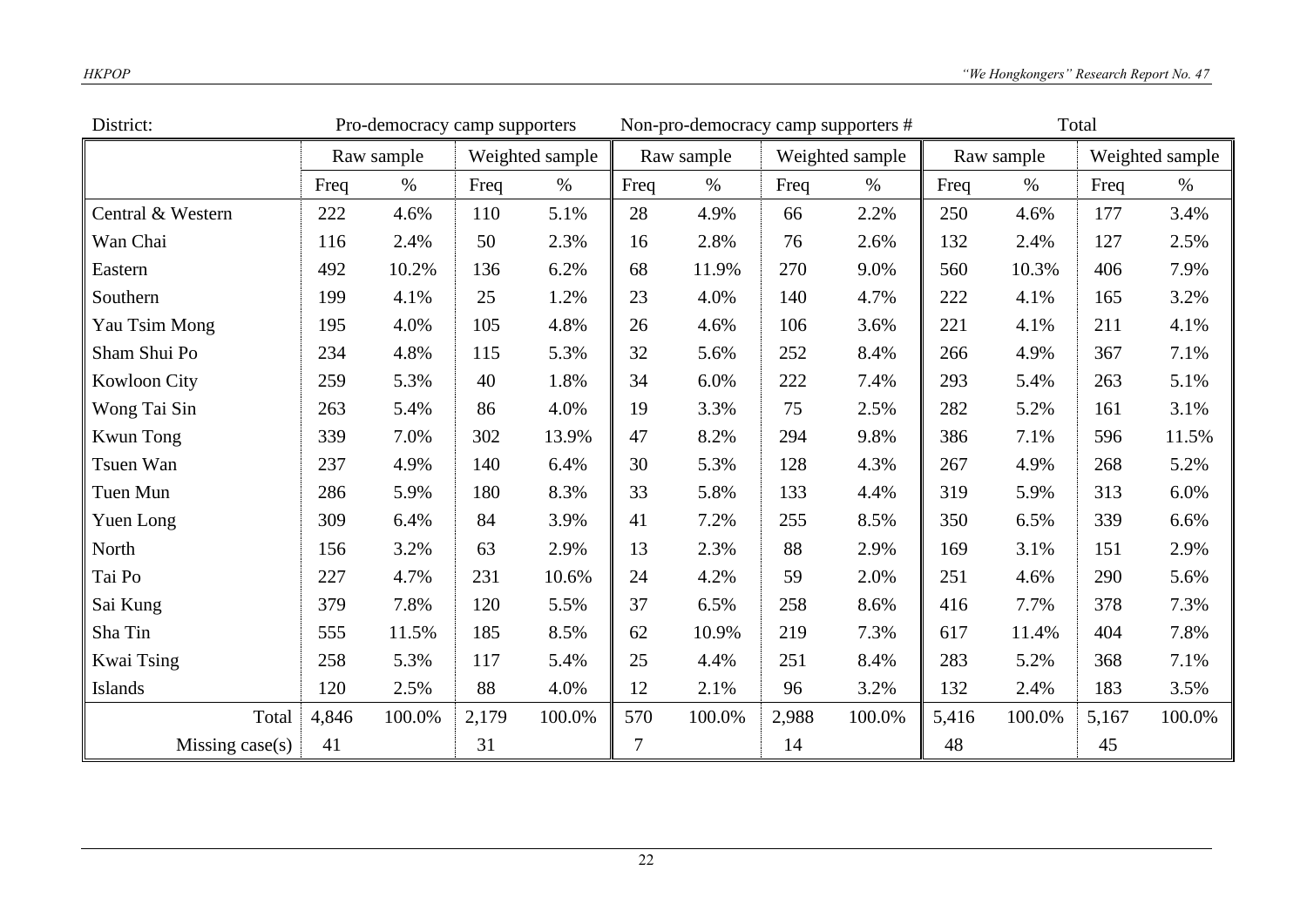| District: | Pro-democracy camp supporters | | | | Non-pro-democracy camp supporters # | | | | Total | | | |
|---|---|---|---|---|---|---|---|---|---|---|---|---|
| | Raw sample | | Weighted sample | | Raw sample | | Weighted sample | | Raw sample | | Weighted sample | |
| | Freq | % | Freq | % | Freq | % | Freq | % | Freq | % | Freq | % |
| Central & Western | 222 | 4.6% | 110 | 5.1% | 28 | 4.9% | 66 | 2.2% | 250 | 4.6% | 177 | 3.4% |
| Wan Chai | 116 | 2.4% | 50 | 2.3% | 16 | 2.8% | 76 | 2.6% | 132 | 2.4% | 127 | 2.5% |
| Eastern | 492 | 10.2% | 136 | 6.2% | 68 | 11.9% | 270 | 9.0% | 560 | 10.3% | 406 | 7.9% |
| Southern | 199 | 4.1% | 25 | 1.2% | 23 | 4.0% | 140 | 4.7% | 222 | 4.1% | 165 | 3.2% |
| Yau Tsim Mong | 195 | 4.0% | 105 | 4.8% | 26 | 4.6% | 106 | 3.6% | 221 | 4.1% | 211 | 4.1% |
| Sham Shui Po | 234 | 4.8% | 115 | 5.3% | 32 | 5.6% | 252 | 8.4% | 266 | 4.9% | 367 | 7.1% |
| Kowloon City | 259 | 5.3% | 40 | 1.8% | 34 | 6.0% | 222 | 7.4% | 293 | 5.4% | 263 | 5.1% |
| Wong Tai Sin | 263 | 5.4% | 86 | 4.0% | 19 | 3.3% | 75 | 2.5% | 282 | 5.2% | 161 | 3.1% |
| Kwun Tong | 339 | 7.0% | 302 | 13.9% | 47 | 8.2% | 294 | 9.8% | 386 | 7.1% | 596 | 11.5% |
| Tsuen Wan | 237 | 4.9% | 140 | 6.4% | 30 | 5.3% | 128 | 4.3% | 267 | 4.9% | 268 | 5.2% |
| Tuen Mun | 286 | 5.9% | 180 | 8.3% | 33 | 5.8% | 133 | 4.4% | 319 | 5.9% | 313 | 6.0% |
| Yuen Long | 309 | 6.4% | 84 | 3.9% | 41 | 7.2% | 255 | 8.5% | 350 | 6.5% | 339 | 6.6% |
| North | 156 | 3.2% | 63 | 2.9% | 13 | 2.3% | 88 | 2.9% | 169 | 3.1% | 151 | 2.9% |
| Tai Po | 227 | 4.7% | 231 | 10.6% | 24 | 4.2% | 59 | 2.0% | 251 | 4.6% | 290 | 5.6% |
| Sai Kung | 379 | 7.8% | 120 | 5.5% | 37 | 6.5% | 258 | 8.6% | 416 | 7.7% | 378 | 7.3% |
| Sha Tin | 555 | 11.5% | 185 | 8.5% | 62 | 10.9% | 219 | 7.3% | 617 | 11.4% | 404 | 7.8% |
| Kwai Tsing | 258 | 5.3% | 117 | 5.4% | 25 | 4.4% | 251 | 8.4% | 283 | 5.2% | 368 | 7.1% |
| Islands | 120 | 2.5% | 88 | 4.0% | 12 | 2.1% | 96 | 3.2% | 132 | 2.4% | 183 | 3.5% |
| Total | 4,846 | 100.0% | 2,179 | 100.0% | 570 | 100.0% | 2,988 | 100.0% | 5,416 | 100.0% | 5,167 | 100.0% |
| Missing case(s) | 41 | | 31 | | 7 | | 14 | | 48 | | 45 | |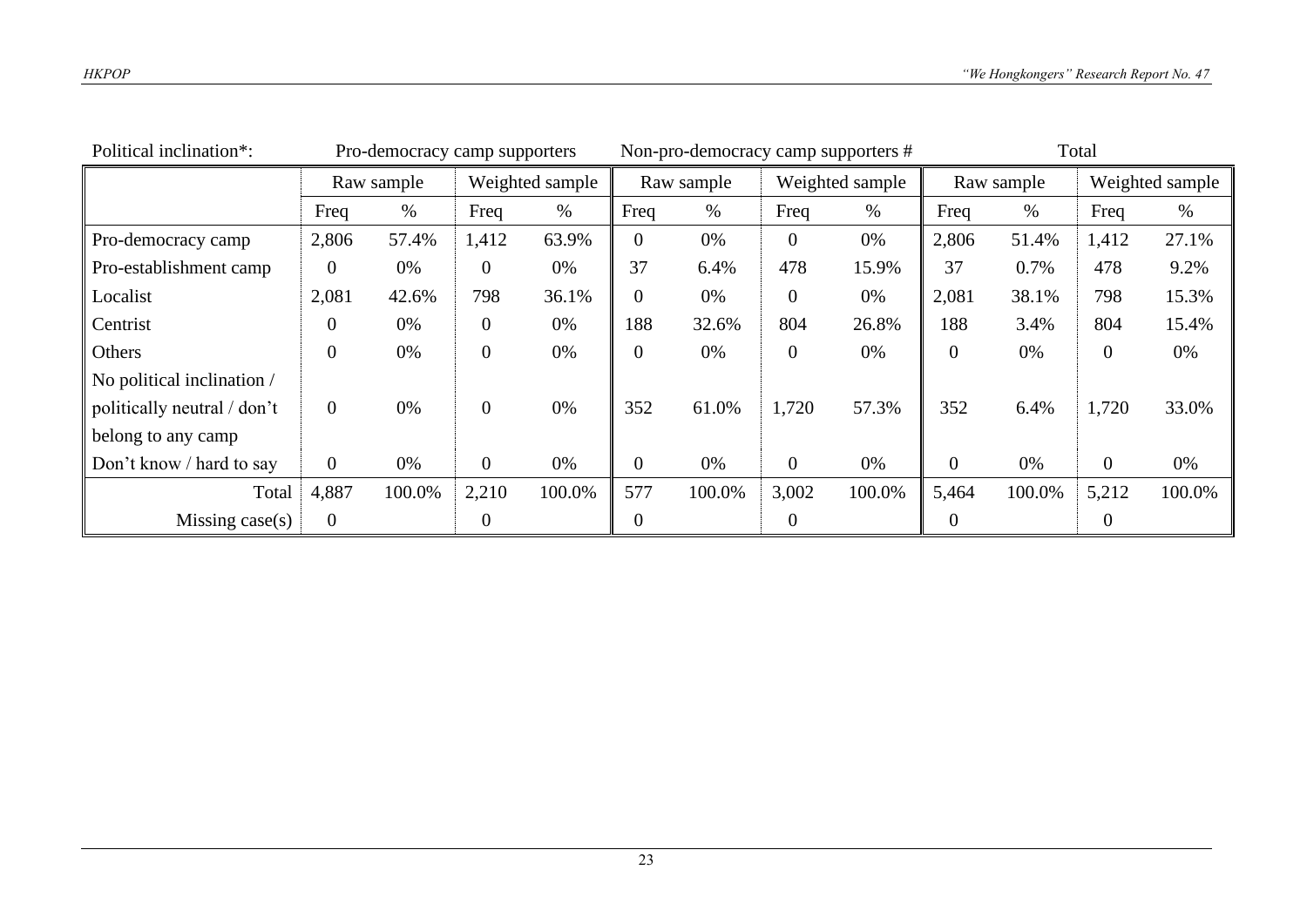| Political inclination*: | Pro-democracy camp supporters | | | | Non-pro-democracy camp supporters # | | | | Total | | | |
|---|---|---|---|---|---|---|---|---|---|---|---|---|
| | Raw sample | | Weighted sample | | Raw sample | | Weighted sample | | Raw sample | | Weighted sample | |
| | Freq | % | Freq | % | Freq | % | Freq | % | Freq | % | Freq | % |
| Pro-democracy camp | 2,806 | 57.4% | 1,412 | 63.9% | 0 | 0% | 0 | 0% | 2,806 | 51.4% | 1,412 | 27.1% |
| Pro-establishment camp | 0 | 0% | 0 | 0% | 37 | 6.4% | 478 | 15.9% | 37 | 0.7% | 478 | 9.2% |
| Localist | 2,081 | 42.6% | 798 | 36.1% | 0 | 0% | 0 | 0% | 2,081 | 38.1% | 798 | 15.3% |
| Centrist | 0 | 0% | 0 | 0% | 188 | 32.6% | 804 | 26.8% | 188 | 3.4% | 804 | 15.4% |
| Others | 0 | 0% | 0 | 0% | 0 | 0% | 0 | 0% | 0 | 0% | 0 | 0% |
| No political inclination / politically neutral / don't belong to any camp | 0 | 0% | 0 | 0% | 352 | 61.0% | 1,720 | 57.3% | 352 | 6.4% | 1,720 | 33.0% |
| Don't know / hard to say | 0 | 0% | 0 | 0% | 0 | 0% | 0 | 0% | 0 | 0% | 0 | 0% |
| Total | 4,887 | 100.0% | 2,210 | 100.0% | 577 | 100.0% | 3,002 | 100.0% | 5,464 | 100.0% | 5,212 | 100.0% |
| Missing case(s) | 0 | | 0 | | 0 | | 0 | | 0 | | 0 | |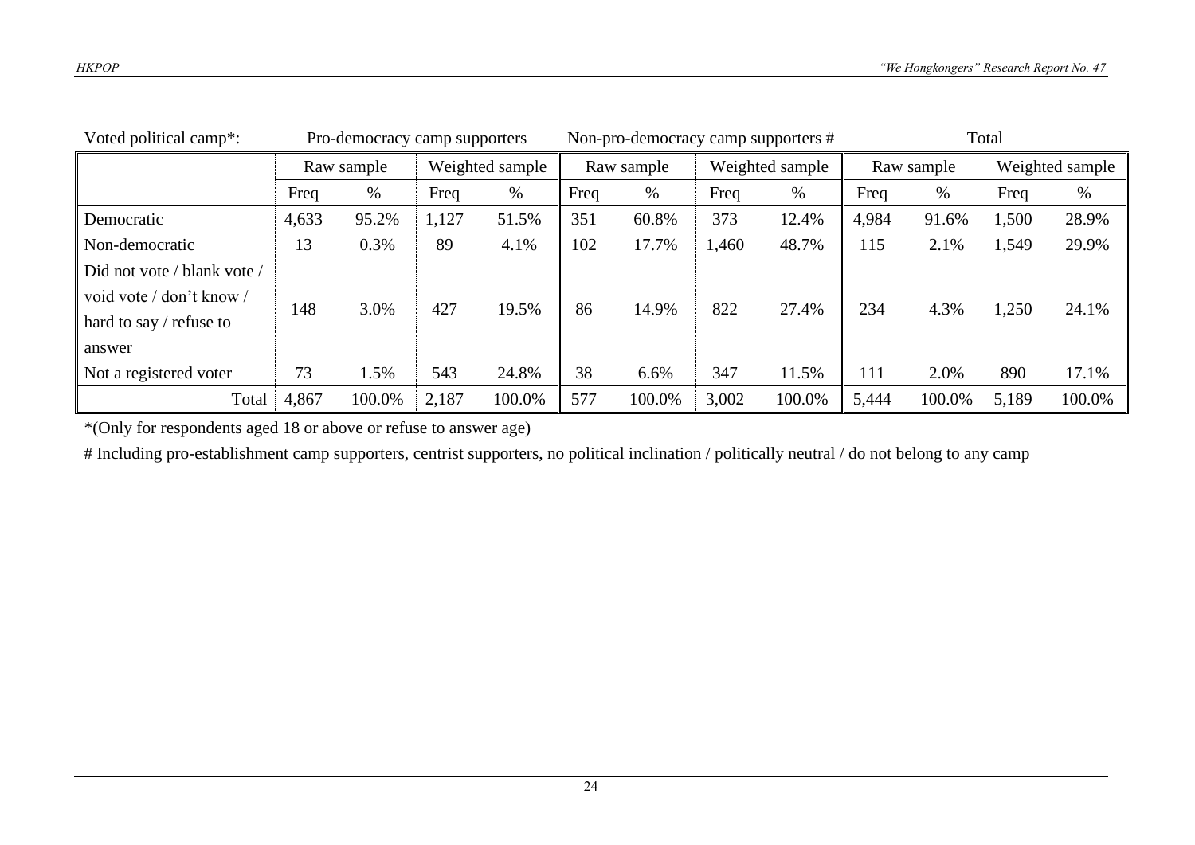| Voted political camp*: | Pro-democracy camp supporters | | | | Non-pro-democracy camp supporters # | | | | Total | | | |
|---|---|---|---|---|---|---|---|---|---|---|---|---|
| | Raw sample | | Weighted sample | | Raw sample | | Weighted sample | | Raw sample | | Weighted sample | |
| | Freq | % | Freq | % | Freq | % | Freq | % | Freq | % | Freq | % |
| Democratic | 4,633 | 95.2% | 1,127 | 51.5% | 351 | 60.8% | 373 | 12.4% | 4,984 | 91.6% | 1,500 | 28.9% |
| Non-democratic | 13 | 0.3% | 89 | 4.1% | 102 | 17.7% | 1,460 | 48.7% | 115 | 2.1% | 1,549 | 29.9% |
| Did not vote / blank vote / void vote / don't know / hard to say / refuse to answer | 148 | 3.0% | 427 | 19.5% | 86 | 14.9% | 822 | 27.4% | 234 | 4.3% | 1,250 | 24.1% |
| Not a registered voter | 73 | 1.5% | 543 | 24.8% | 38 | 6.6% | 347 | 11.5% | 111 | 2.0% | 890 | 17.1% |
| Total | 4,867 | 100.0% | 2,187 | 100.0% | 577 | 100.0% | 3,002 | 100.0% | 5,444 | 100.0% | 5,189 | 100.0% |

*(Only for respondents aged 18 or above or refuse to answer age)

# Including pro-establishment camp supporters, centrist supporters, no political inclination / politically neutral / do not belong to any camp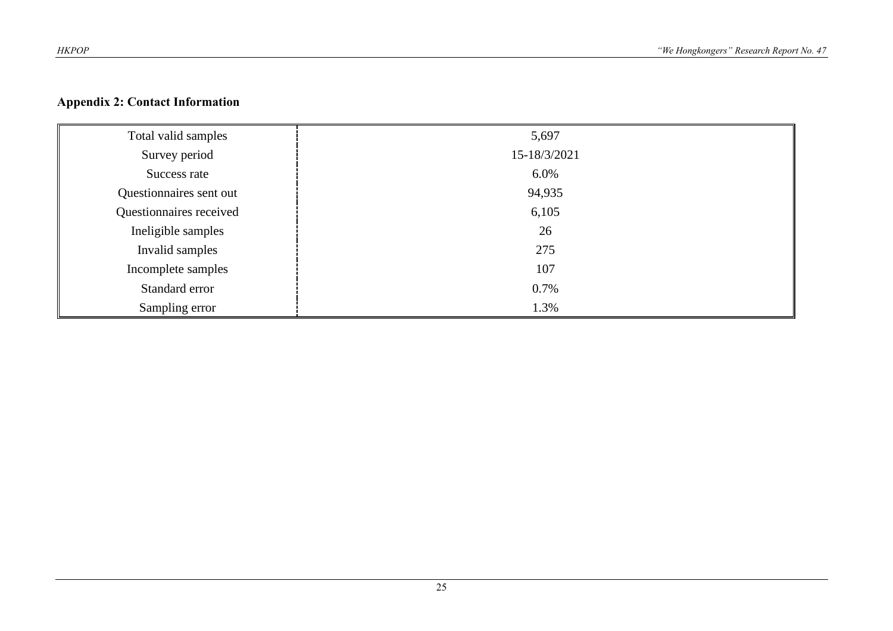## Appendix 2: Contact Information

| | |
|---|---|
| Total valid samples | 5,697 |
| Survey period | 15-18/3/2021 |
| Success rate | 6.0% |
| Questionnaires sent out | 94,935 |
| Questionnaires received | 6,105 |
| Ineligible samples | 26 |
| Invalid samples | 275 |
| Incomplete samples | 107 |
| Standard error | 0.7% |
| Sampling error | 1.3% |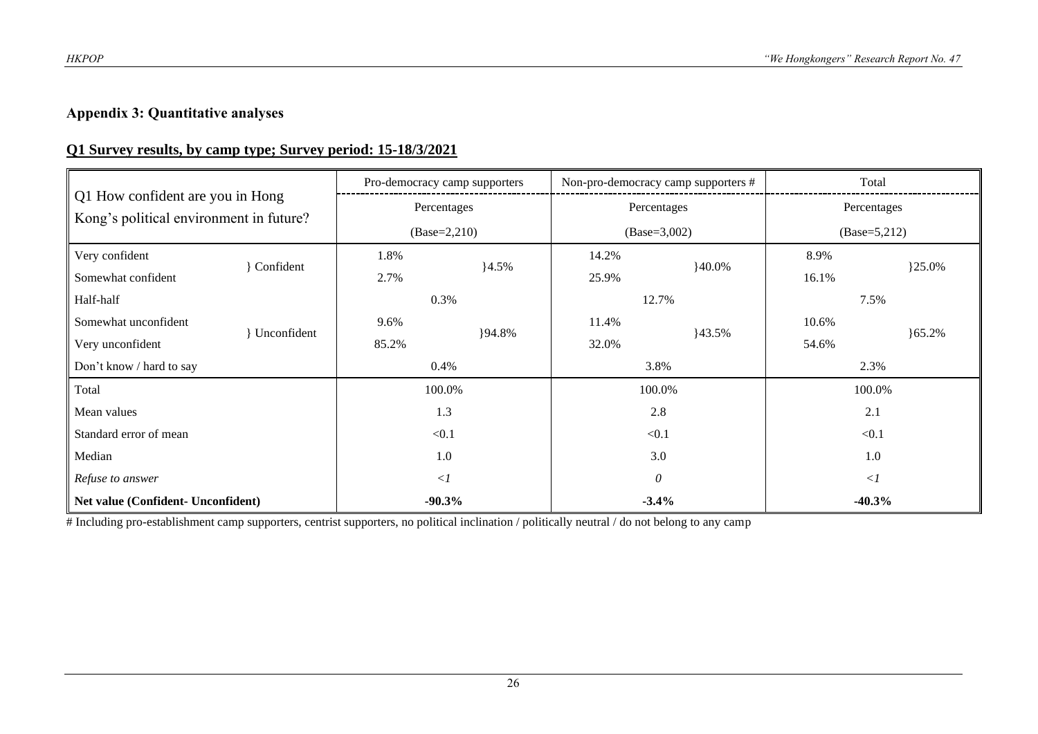## Appendix 3: Quantitative analyses

### Q1 Survey results, by camp type; Survey period: 15-18/3/2021

| Q1 How confident are you in Hong Kong's political environment in future? | | Pro-democracy camp supporters | | Non-pro-democracy camp supporters # | | Total | |
|---|---|---|---|---|---|---|---|
| | | Percentages (Base=2,210) | | Percentages (Base=3,002) | | Percentages (Base=5,212) | |
| Very confident | } Confident | 1.8% | }4.5% | 14.2% | }40.0% | 8.9% | }25.0% |
| Somewhat confident | | 2.7% | | 25.9% | | 16.1% | |
| Half-half | | 0.3% | | 12.7% | | 7.5% | |
| Somewhat unconfident | } Unconfident | 9.6% | }94.8% | 11.4% | }43.5% | 10.6% | }65.2% |
| Very unconfident | | 85.2% | | 32.0% | | 54.6% | |
| Don't know / hard to say | | 0.4% | | 3.8% | | 2.3% | |
| Total | | 100.0% | | 100.0% | | 100.0% | |
| Mean values | | 1.3 | | 2.8 | | 2.1 | |
| Standard error of mean | | <0.1 | | <0.1 | | <0.1 | |
| Median | | 1.0 | | 3.0 | | 1.0 | |
| *Refuse to answer* | | *<1* | | *0* | | *<1* | |
| **Net value (Confident- Unconfident)** | | **-90.3%** | | **-3.4%** | | **-40.3%** | |

# Including pro-establishment camp supporters, centrist supporters, no political inclination / politically neutral / do not belong to any camp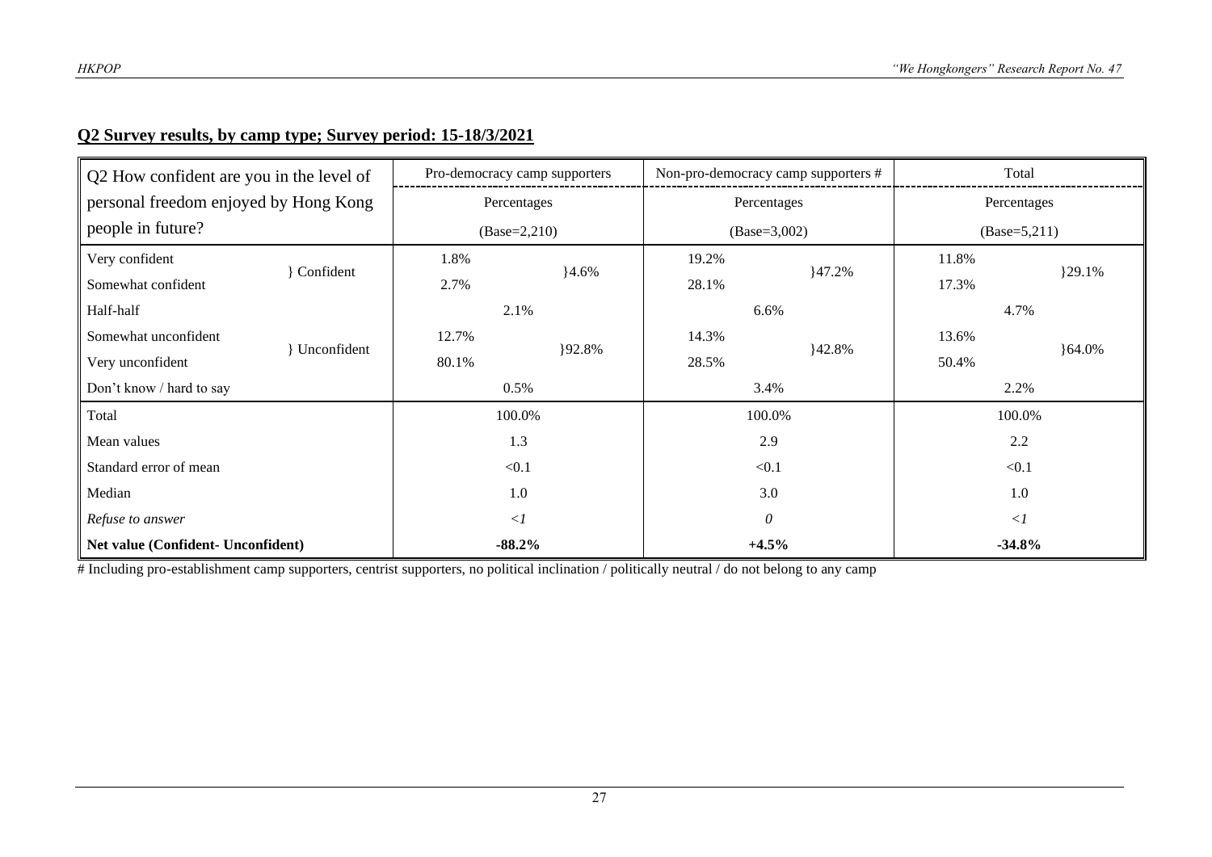**Q2 Survey results, by camp type; Survey period: 15-18/3/2021**

| Q2 How confident are you in the level of personal freedom enjoyed by Hong Kong people in future? | | Pro-democracy camp supporters | | Non-pro-democracy camp supporters # | | Total | |
|---|---|---|---|---|---|---|---|
| | | Percentages (Base=2,210) | | Percentages (Base=3,002) | | Percentages (Base=5,211) | |
| Very confident | } Confident | 1.8% | }4.6% | 19.2% | }47.2% | 11.8% | }29.1% |
| Somewhat confident | | 2.7% | | 28.1% | | 17.3% | |
| Half-half | | 2.1% | | 6.6% | | 4.7% | |
| Somewhat unconfident | } Unconfident | 12.7% | }92.8% | 14.3% | }42.8% | 13.6% | }64.0% |
| Very unconfident | | 80.1% | | 28.5% | | 50.4% | |
| Don't know / hard to say | | 0.5% | | 3.4% | | 2.2% | |
| Total | | 100.0% | | 100.0% | | 100.0% | |
| Mean values | | 1.3 | | 2.9 | | 2.2 | |
| Standard error of mean | | <0.1 | | <0.1 | | <0.1 | |
| Median | | 1.0 | | 3.0 | | 1.0 | |
| *Refuse to answer* | | *<1* | | *0* | | *<1* | |
| **Net value (Confident- Unconfident)** | | **-88.2%** | | **+4.5%** | | **-34.8%** | |

# Including pro-establishment camp supporters, centrist supporters, no political inclination / politically neutral / do not belong to any camp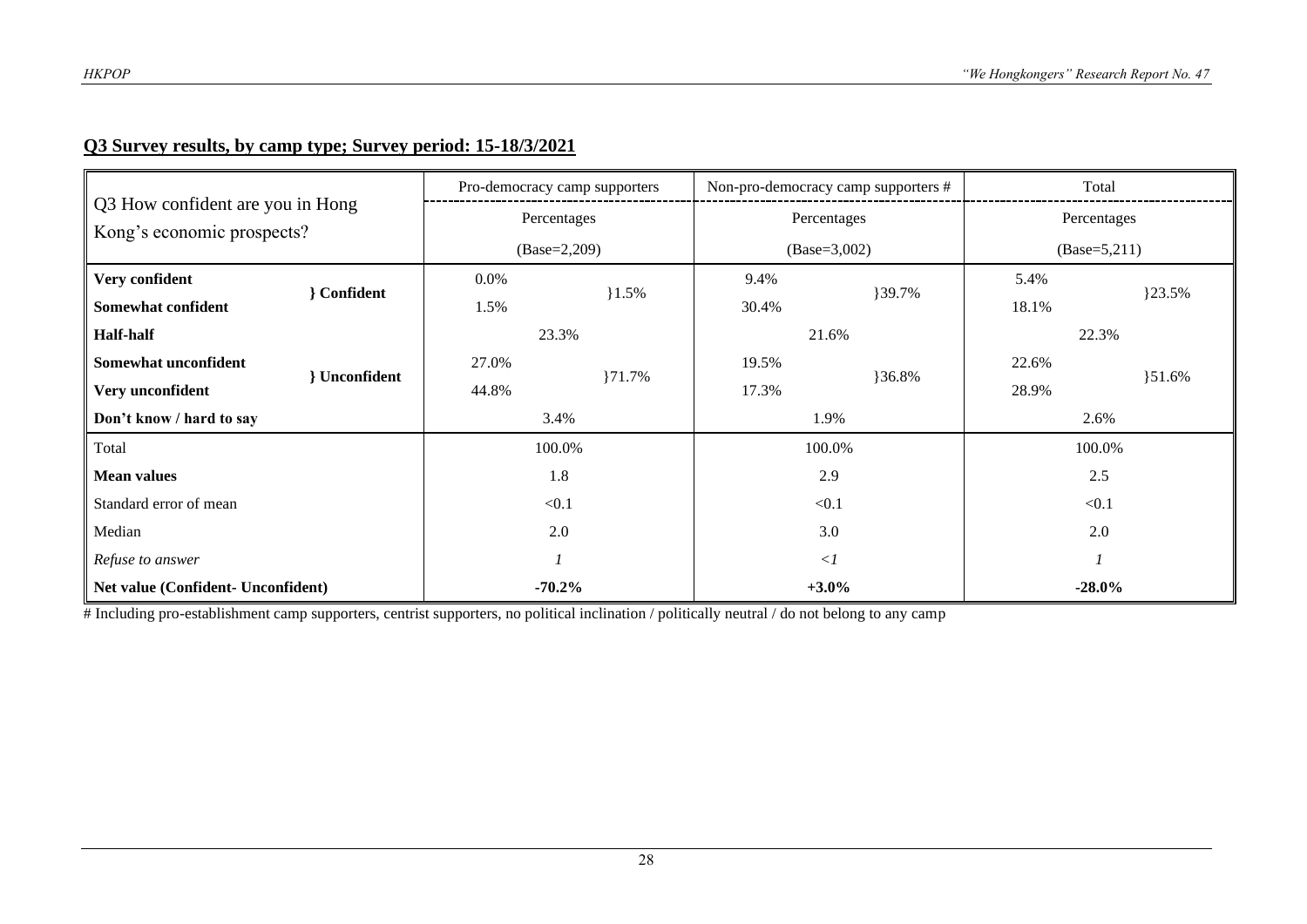## Q3 Survey results, by camp type; Survey period: 15-18/3/2021

| Q3 How confident are you in Hong Kong's economic prospects? | | Pro-democracy camp supporters | | Non-pro-democracy camp supporters # | | Total | |
|---|---|---|---|---|---|---|---|
| | | Percentages (Base=2,209) | | Percentages (Base=3,002) | | Percentages (Base=5,211) | |
| **Very confident** | } Confident | 0.0% | }1.5% | 9.4% | }39.7% | 5.4% | }23.5% |
| **Somewhat confident** | | 1.5% | | 30.4% | | 18.1% | |
| **Half-half** | | 23.3% | | 21.6% | | 22.3% | |
| **Somewhat unconfident** | } Unconfident | 27.0% | }71.7% | 19.5% | }36.8% | 22.6% | }51.6% |
| **Very unconfident** | | 44.8% | | 17.3% | | 28.9% | |
| **Don't know / hard to say** | | 3.4% | | 1.9% | | 2.6% | |
| Total | | 100.0% | | 100.0% | | 100.0% | |
| **Mean values** | | 1.8 | | 2.9 | | 2.5 | |
| Standard error of mean | | <0.1 | | <0.1 | | <0.1 | |
| Median | | 2.0 | | 3.0 | | 2.0 | |
| *Refuse to answer* | | *1* | | *<1* | | *1* | |
| **Net value (Confident- Unconfident)** | | **-70.2%** | | **+3.0%** | | **-28.0%** | |

# Including pro-establishment camp supporters, centrist supporters, no political inclination / politically neutral / do not belong to any camp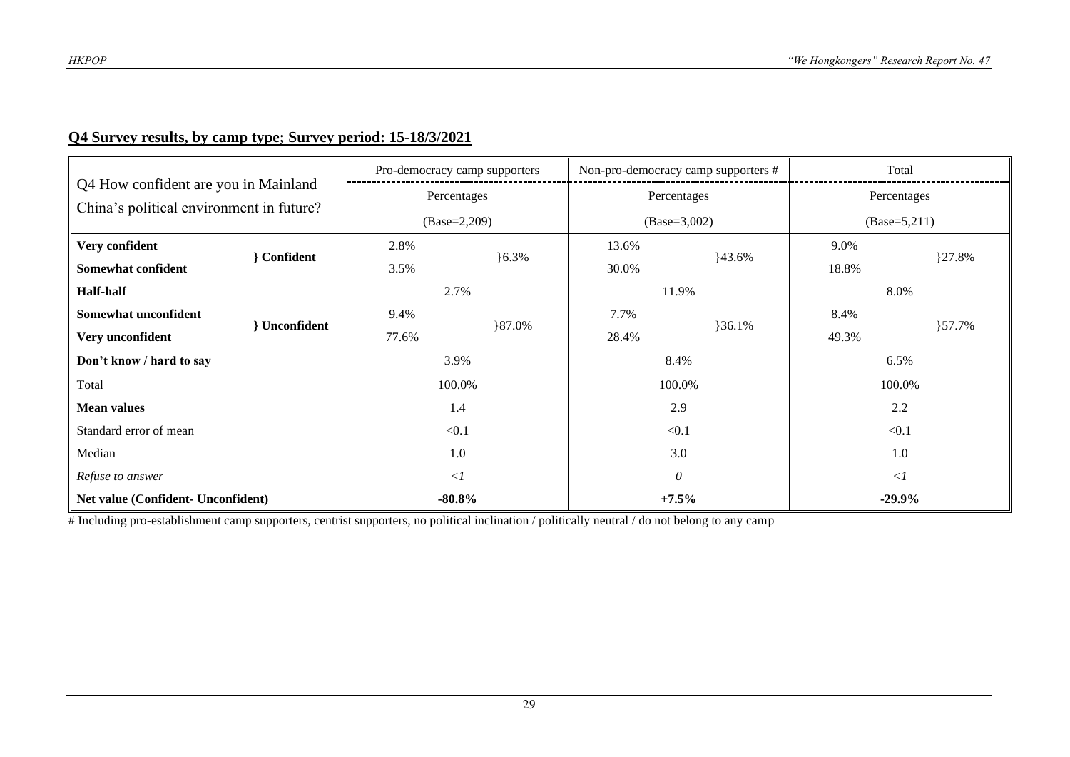## Q4 Survey results, by camp type; Survey period: 15-18/3/2021

| Q4 How confident are you in Mainland China's political environment in future? | | Pro-democracy camp supporters | | Non-pro-democracy camp supporters # | | Total | |
|---|---|---|---|---|---|---|---|
| | | Percentages (Base=2,209) | | Percentages (Base=3,002) | | Percentages (Base=5,211) | |
| **Very confident** | } Confident | 2.8% | }6.3% | 13.6% | }43.6% | 9.0% | }27.8% |
| **Somewhat confident** | | 3.5% | | 30.0% | | 18.8% | |
| **Half-half** | | 2.7% | | 11.9% | | 8.0% | |
| **Somewhat unconfident** | } Unconfident | 9.4% | }87.0% | 7.7% | }36.1% | 8.4% | }57.7% |
| **Very unconfident** | | 77.6% | | 28.4% | | 49.3% | |
| **Don't know / hard to say** | | 3.9% | | 8.4% | | 6.5% | |
| Total | | 100.0% | | 100.0% | | 100.0% | |
| **Mean values** | | 1.4 | | 2.9 | | 2.2 | |
| Standard error of mean | | <0.1 | | <0.1 | | <0.1 | |
| Median | | 1.0 | | 3.0 | | 1.0 | |
| *Refuse to answer* | | *<1* | | *0* | | *<1* | |
| **Net value (Confident- Unconfident)** | | **-80.8%** | | **+7.5%** | | **-29.9%** | |

# Including pro-establishment camp supporters, centrist supporters, no political inclination / politically neutral / do not belong to any camp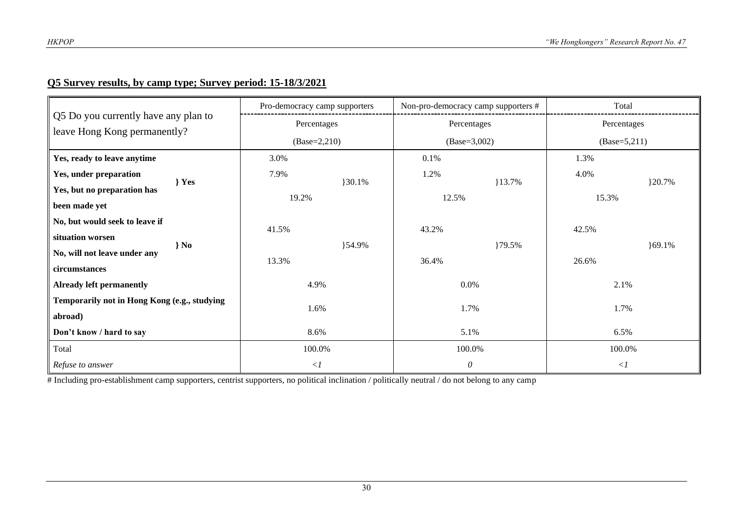## Q5 Survey results, by camp type; Survey period: 15-18/3/2021

| Q5 Do you currently have any plan to leave Hong Kong permanently? | | Pro-democracy camp supporters | | Non-pro-democracy camp supporters # | | Total | |
|---|---|---|---|---|---|---|---|
| | | Percentages (Base=2,210) | | Percentages (Base=3,002) | | Percentages (Base=5,211) | |
| **Yes, ready to leave anytime** | | 3.0% | | 0.1% | | 1.3% | |
| **Yes, under preparation** | **} Yes** | 7.9% | }30.1% | 1.2% | }13.7% | 4.0% | }20.7% |
| **Yes, but no preparation has been made yet** | | 19.2% | | 12.5% | | 15.3% | |
| **No, but would seek to leave if situation worsen** | **} No** | 41.5% | }54.9% | 43.2% | }79.5% | 42.5% | }69.1% |
| **No, will not leave under any circumstances** | | 13.3% | | 36.4% | | 26.6% | |
| **Already left permanently** | | 4.9% | | 0.0% | | 2.1% | |
| **Temporarily not in Hong Kong (e.g., studying abroad)** | | 1.6% | | 1.7% | | 1.7% | |
| **Don't know / hard to say** | | 8.6% | | 5.1% | | 6.5% | |
| Total | | 100.0% | | 100.0% | | 100.0% | |
| *Refuse to answer* | | *<1* | | *0* | | *<1* | |

# Including pro-establishment camp supporters, centrist supporters, no political inclination / politically neutral / do not belong to any camp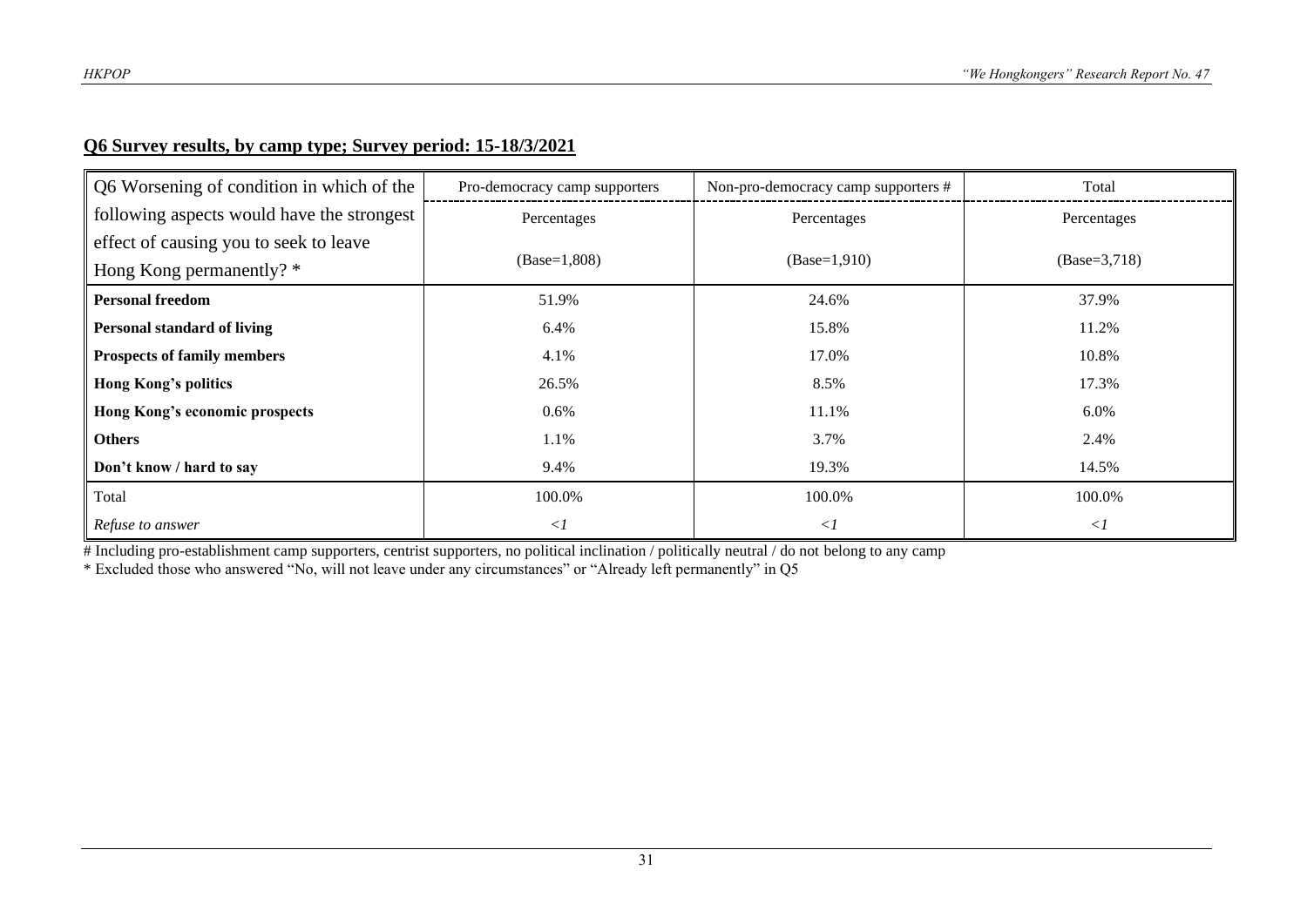## Q6 Survey results, by camp type; Survey period: 15-18/3/2021

| Q6 Worsening of condition in which of the following aspects would have the strongest effect of causing you to seek to leave Hong Kong permanently? * | Pro-democracy camp supporters | Non-pro-democracy camp supporters # | Total |
|---|---|---|---|
| | Percentages | Percentages | Percentages |
| | (Base=1,808) | (Base=1,910) | (Base=3,718) |
| **Personal freedom** | 51.9% | 24.6% | 37.9% |
| **Personal standard of living** | 6.4% | 15.8% | 11.2% |
| **Prospects of family members** | 4.1% | 17.0% | 10.8% |
| **Hong Kong's politics** | 26.5% | 8.5% | 17.3% |
| **Hong Kong's economic prospects** | 0.6% | 11.1% | 6.0% |
| **Others** | 1.1% | 3.7% | 2.4% |
| **Don't know / hard to say** | 9.4% | 19.3% | 14.5% |
| Total | 100.0% | 100.0% | 100.0% |
| *Refuse to answer* | *<1* | *<1* | *<1* |

# Including pro-establishment camp supporters, centrist supporters, no political inclination / politically neutral / do not belong to any camp

* Excluded those who answered "No, will not leave under any circumstances" or "Already left permanently" in Q5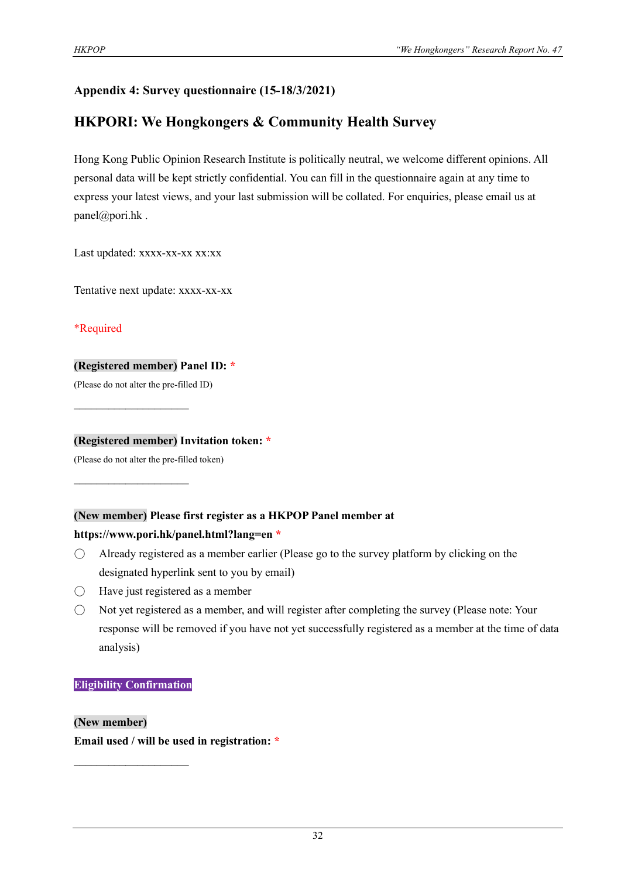## Appendix 4: Survey questionnaire (15-18/3/2021)

## HKPORI: We Hongkongers & Community Health Survey

Hong Kong Public Opinion Research Institute is politically neutral, we welcome different opinions. All personal data will be kept strictly confidential. You can fill in the questionnaire again at any time to express your latest views, and your last submission will be collated. For enquiries, please email us at panel@pori.hk .

Last updated: xxxx-xx-xx xx:xx

Tentative next update: xxxx-xx-xx

*Required

**(Registered member) Panel ID: ***

(Please do not alter the pre-filled ID)

\_\_\_\_\_\_\_\_\_\_\_\_\_\_\_\_\_\_\_\_

**(Registered member) Invitation token: ***

(Please do not alter the pre-filled token)

\_\_\_\_\_\_\_\_\_\_\_\_\_\_\_\_\_\_\_\_

**(New member) Please first register as a HKPOP Panel member at https://www.pori.hk/panel.html?lang=en ***

- ◯ Already registered as a member earlier (Please go to the survey platform by clicking on the designated hyperlink sent to you by email)
- ◯ Have just registered as a member
- ◯ Not yet registered as a member, and will register after completing the survey (Please note: Your response will be removed if you have not yet successfully registered as a member at the time of data analysis)

**Eligibility Confirmation**

**(New member)**

**Email used / will be used in registration: ***

\_\_\_\_\_\_\_\_\_\_\_\_\_\_\_\_\_\_\_\_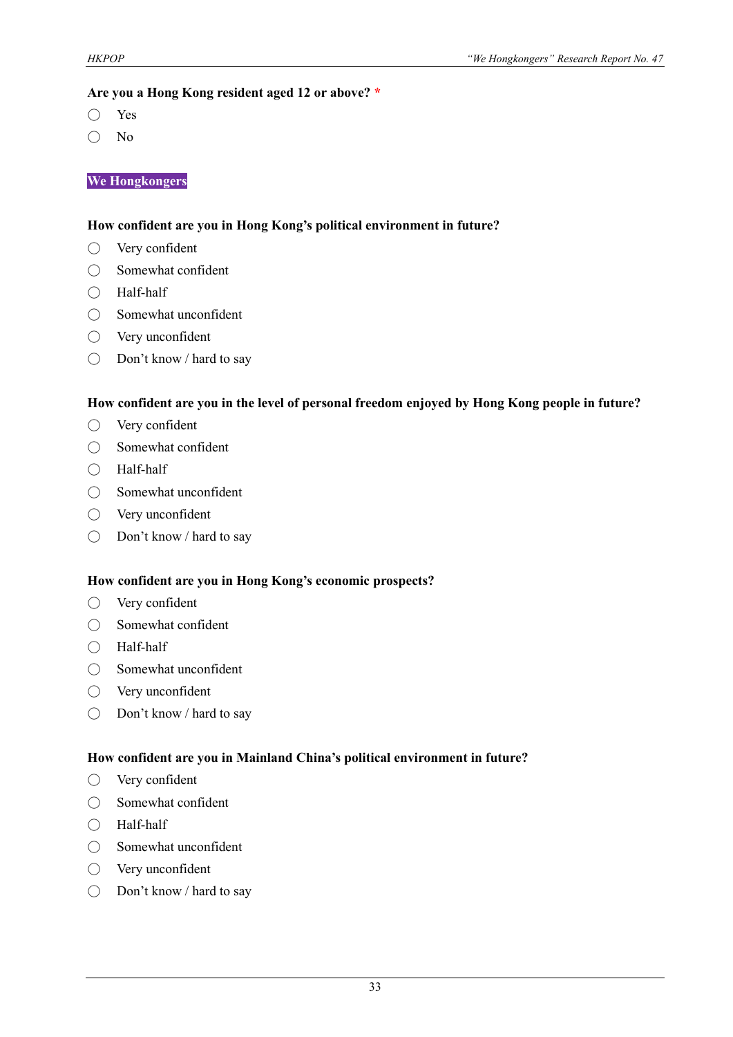**Are you a Hong Kong resident aged 12 or above?** *

- ◯ Yes
- ◯ No

**We Hongkongers**

**How confident are you in Hong Kong's political environment in future?**

- ◯ Very confident
- ◯ Somewhat confident
- ◯ Half-half
- ◯ Somewhat unconfident
- ◯ Very unconfident
- ◯ Don't know / hard to say

**How confident are you in the level of personal freedom enjoyed by Hong Kong people in future?**

- ◯ Very confident
- ◯ Somewhat confident
- ◯ Half-half
- ◯ Somewhat unconfident
- ◯ Very unconfident
- ◯ Don't know / hard to say

**How confident are you in Hong Kong's economic prospects?**

- ◯ Very confident
- ◯ Somewhat confident
- ◯ Half-half
- ◯ Somewhat unconfident
- ◯ Very unconfident
- ◯ Don't know / hard to say

**How confident are you in Mainland China's political environment in future?**

- ◯ Very confident
- ◯ Somewhat confident
- ◯ Half-half
- ◯ Somewhat unconfident
- ◯ Very unconfident
- ◯ Don't know / hard to say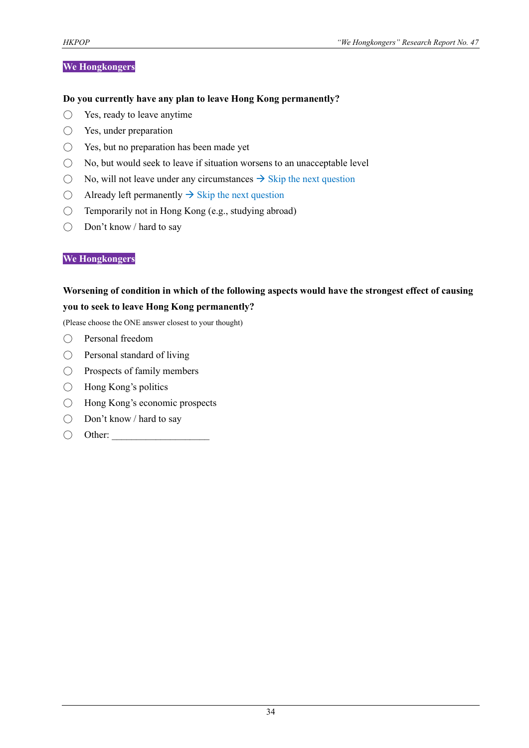**We Hongkongers**

**Do you currently have any plan to leave Hong Kong permanently?**

- ◯ Yes, ready to leave anytime
- ◯ Yes, under preparation
- ◯ Yes, but no preparation has been made yet
- ◯ No, but would seek to leave if situation worsens to an unacceptable level
- ◯ No, will not leave under any circumstances → Skip the next question
- ◯ Already left permanently → Skip the next question
- ◯ Temporarily not in Hong Kong (e.g., studying abroad)
- ◯ Don't know / hard to say

**We Hongkongers**

**Worsening of condition in which of the following aspects would have the strongest effect of causing you to seek to leave Hong Kong permanently?**

(Please choose the ONE answer closest to your thought)

- ◯ Personal freedom
- ◯ Personal standard of living
- ◯ Prospects of family members
- ◯ Hong Kong's politics
- ◯ Hong Kong's economic prospects
- ◯ Don't know / hard to say
- ◯ Other: ____________________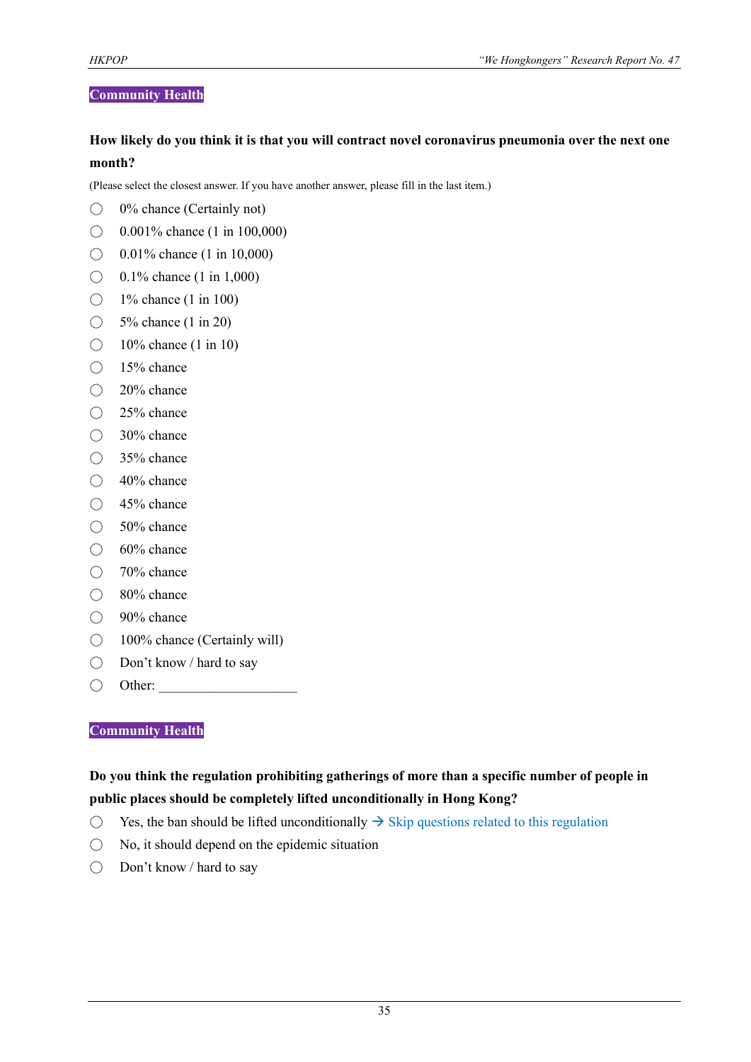**Community Health**

**How likely do you think it is that you will contract novel coronavirus pneumonia over the next one month?**

(Please select the closest answer. If you have another answer, please fill in the last item.)

- ◯ 0% chance (Certainly not)
- ◯ 0.001% chance (1 in 100,000)
- ◯ 0.01% chance (1 in 10,000)
- ◯ 0.1% chance (1 in 1,000)
- ◯ 1% chance (1 in 100)
- ◯ 5% chance (1 in 20)
- ◯ 10% chance (1 in 10)
- ◯ 15% chance
- ◯ 20% chance
- ◯ 25% chance
- ◯ 30% chance
- ◯ 35% chance
- ◯ 40% chance
- ◯ 45% chance
- ◯ 50% chance
- ◯ 60% chance
- ◯ 70% chance
- ◯ 80% chance
- ◯ 90% chance
- ◯ 100% chance (Certainly will)
- ◯ Don't know / hard to say
- ◯ Other: ____________________

**Community Health**

**Do you think the regulation prohibiting gatherings of more than a specific number of people in public places should be completely lifted unconditionally in Hong Kong?**

- ◯ Yes, the ban should be lifted unconditionally → Skip questions related to this regulation
- ◯ No, it should depend on the epidemic situation
- ◯ Don't know / hard to say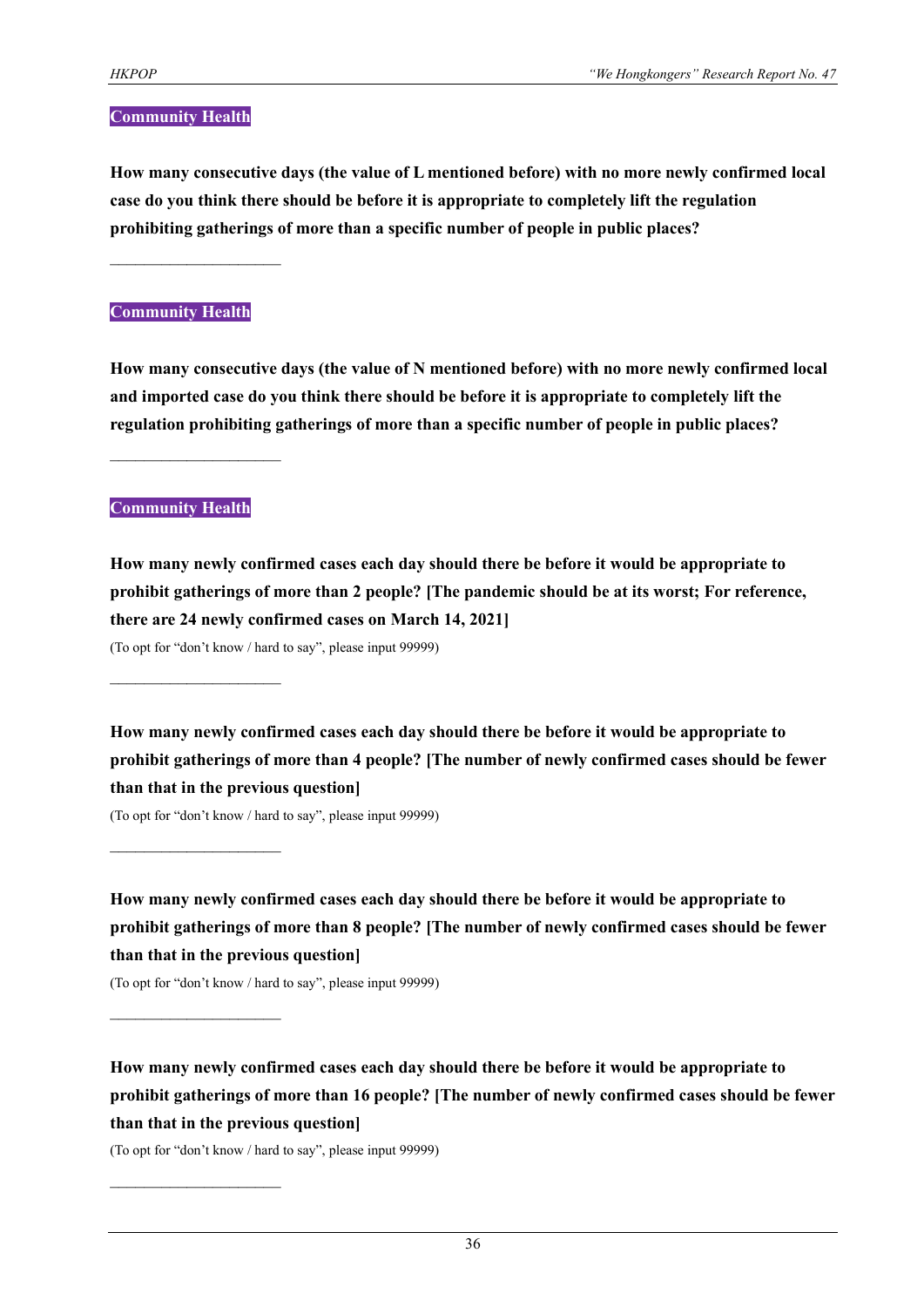**Community Health**

**How many consecutive days (the value of L mentioned before) with no more newly confirmed local case do you think there should be before it is appropriate to completely lift the regulation prohibiting gatherings of more than a specific number of people in public places?**

\_\_\_\_\_\_\_\_\_\_\_\_\_\_\_\_\_\_\_\_\_\_

**Community Health**

**How many consecutive days (the value of N mentioned before) with no more newly confirmed local and imported case do you think there should be before it is appropriate to completely lift the regulation prohibiting gatherings of more than a specific number of people in public places?**

\_\_\_\_\_\_\_\_\_\_\_\_\_\_\_\_\_\_\_\_\_\_

**Community Health**

**How many newly confirmed cases each day should there be before it would be appropriate to prohibit gatherings of more than 2 people? [The pandemic should be at its worst; For reference, there are 24 newly confirmed cases on March 14, 2021]**

(To opt for "don't know / hard to say", please input 99999)

\_\_\_\_\_\_\_\_\_\_\_\_\_\_\_\_\_\_\_\_\_\_

**How many newly confirmed cases each day should there be before it would be appropriate to prohibit gatherings of more than 4 people? [The number of newly confirmed cases should be fewer than that in the previous question]**

(To opt for "don't know / hard to say", please input 99999)

\_\_\_\_\_\_\_\_\_\_\_\_\_\_\_\_\_\_\_\_\_\_

**How many newly confirmed cases each day should there be before it would be appropriate to prohibit gatherings of more than 8 people? [The number of newly confirmed cases should be fewer than that in the previous question]**

(To opt for "don't know / hard to say", please input 99999)

\_\_\_\_\_\_\_\_\_\_\_\_\_\_\_\_\_\_\_\_\_\_

**How many newly confirmed cases each day should there be before it would be appropriate to prohibit gatherings of more than 16 people? [The number of newly confirmed cases should be fewer than that in the previous question]**

(To opt for "don't know / hard to say", please input 99999)

\_\_\_\_\_\_\_\_\_\_\_\_\_\_\_\_\_\_\_\_\_\_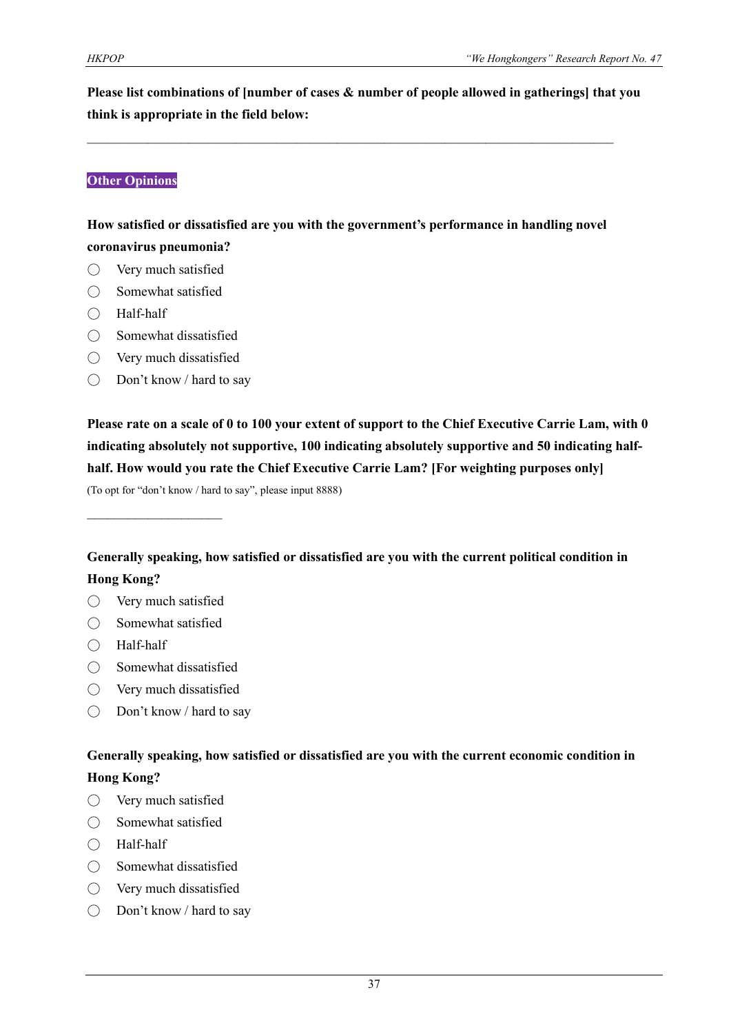**Please list combinations of [number of cases & number of people allowed in gatherings] that you think is appropriate in the field below:**

\_\_\_\_\_\_\_\_\_\_\_\_\_\_\_\_\_\_\_\_\_\_\_\_\_\_\_\_\_\_\_\_\_\_\_\_\_\_\_\_\_\_\_\_\_\_\_\_\_\_\_\_\_\_\_\_\_\_\_\_\_\_\_\_\_\_\_\_\_\_\_\_\_\_\_\_\_\_

## Other Opinions

**How satisfied or dissatisfied are you with the government's performance in handling novel coronavirus pneumonia?**

- ◯ Very much satisfied
- ◯ Somewhat satisfied
- ◯ Half-half
- ◯ Somewhat dissatisfied
- ◯ Very much dissatisfied
- ◯ Don't know / hard to say

**Please rate on a scale of 0 to 100 your extent of support to the Chief Executive Carrie Lam, with 0 indicating absolutely not supportive, 100 indicating absolutely supportive and 50 indicating half-half. How would you rate the Chief Executive Carrie Lam? [For weighting purposes only]**

(To opt for "don't know / hard to say", please input 8888)

\_\_\_\_\_\_\_\_\_\_\_\_\_\_\_\_\_\_\_\_\_\_

**Generally speaking, how satisfied or dissatisfied are you with the current political condition in Hong Kong?**

- ◯ Very much satisfied
- ◯ Somewhat satisfied
- ◯ Half-half
- ◯ Somewhat dissatisfied
- ◯ Very much dissatisfied
- ◯ Don't know / hard to say

**Generally speaking, how satisfied or dissatisfied are you with the current economic condition in Hong Kong?**

- ◯ Very much satisfied
- ◯ Somewhat satisfied
- ◯ Half-half
- ◯ Somewhat dissatisfied
- ◯ Very much dissatisfied
- ◯ Don't know / hard to say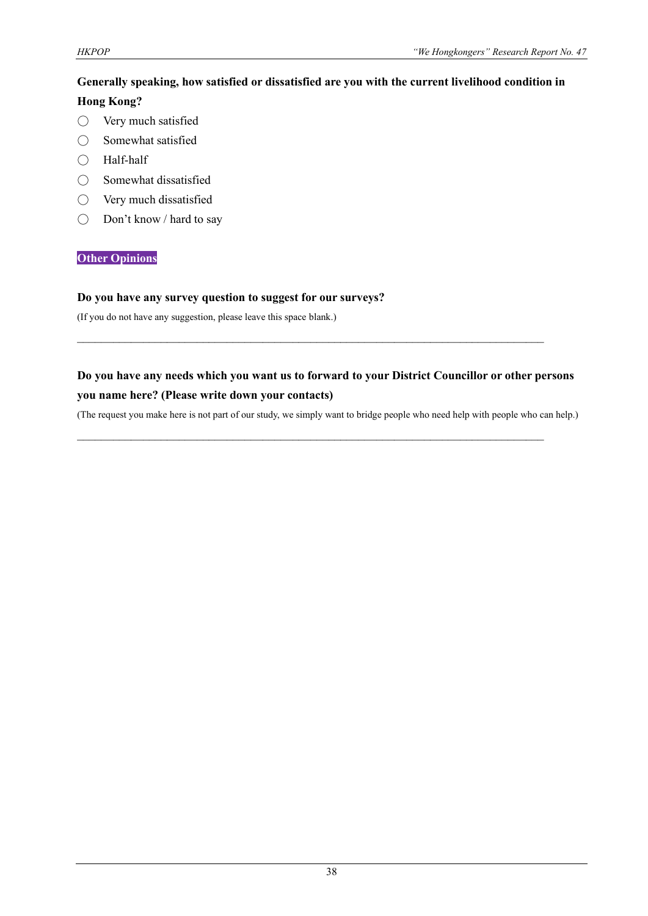**Generally speaking, how satisfied or dissatisfied are you with the current livelihood condition in Hong Kong?**

- ◯ Very much satisfied
- ◯ Somewhat satisfied
- ◯ Half-half
- ◯ Somewhat dissatisfied
- ◯ Very much dissatisfied
- ◯ Don't know / hard to say

**Other Opinions**

**Do you have any survey question to suggest for our surveys?**

(If you do not have any suggestion, please leave this space blank.)

\_\_\_\_\_\_\_\_\_\_\_\_\_\_\_\_\_\_\_\_\_\_\_\_\_\_\_\_\_\_\_\_\_\_\_\_\_\_\_\_\_\_\_\_\_\_\_\_\_\_\_\_\_\_\_\_\_\_\_\_\_\_\_\_\_\_\_\_\_\_\_\_\_\_\_\_

**Do you have any needs which you want us to forward to your District Councillor or other persons you name here? (Please write down your contacts)**

(The request you make here is not part of our study, we simply want to bridge people who need help with people who can help.)

\_\_\_\_\_\_\_\_\_\_\_\_\_\_\_\_\_\_\_\_\_\_\_\_\_\_\_\_\_\_\_\_\_\_\_\_\_\_\_\_\_\_\_\_\_\_\_\_\_\_\_\_\_\_\_\_\_\_\_\_\_\_\_\_\_\_\_\_\_\_\_\_\_\_\_\_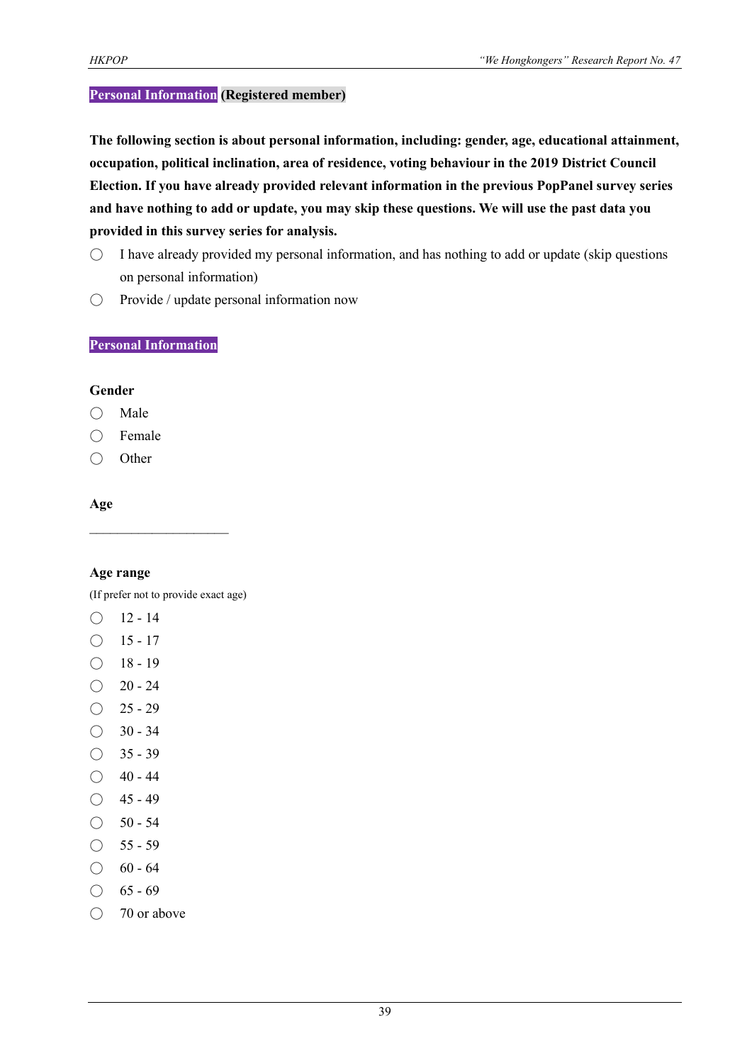**Personal Information (Registered member)**

**The following section is about personal information, including: gender, age, educational attainment, occupation, political inclination, area of residence, voting behaviour in the 2019 District Council Election. If you have already provided relevant information in the previous PopPanel survey series and have nothing to add or update, you may skip these questions. We will use the past data you provided in this survey series for analysis.**

- ◯ I have already provided my personal information, and has nothing to add or update (skip questions on personal information)
- ◯ Provide / update personal information now

**Personal Information**

**Gender**

- ◯ Male
- ◯ Female
- ◯ Other

**Age**

\_\_\_\_\_\_\_\_\_\_\_\_\_\_\_\_\_\_\_\_\_\_

**Age range**

(If prefer not to provide exact age)

- ◯ 12 - 14
- ◯ 15 - 17
- ◯ 18 - 19
- ◯ 20 - 24
- ◯ 25 - 29
- ◯ 30 - 34
- ◯ 35 - 39
- ◯ 40 - 44
- ◯ 45 - 49
- ◯ 50 - 54
- ◯ 55 - 59
- ◯ 60 - 64
- ◯ 65 - 69
- ◯ 70 or above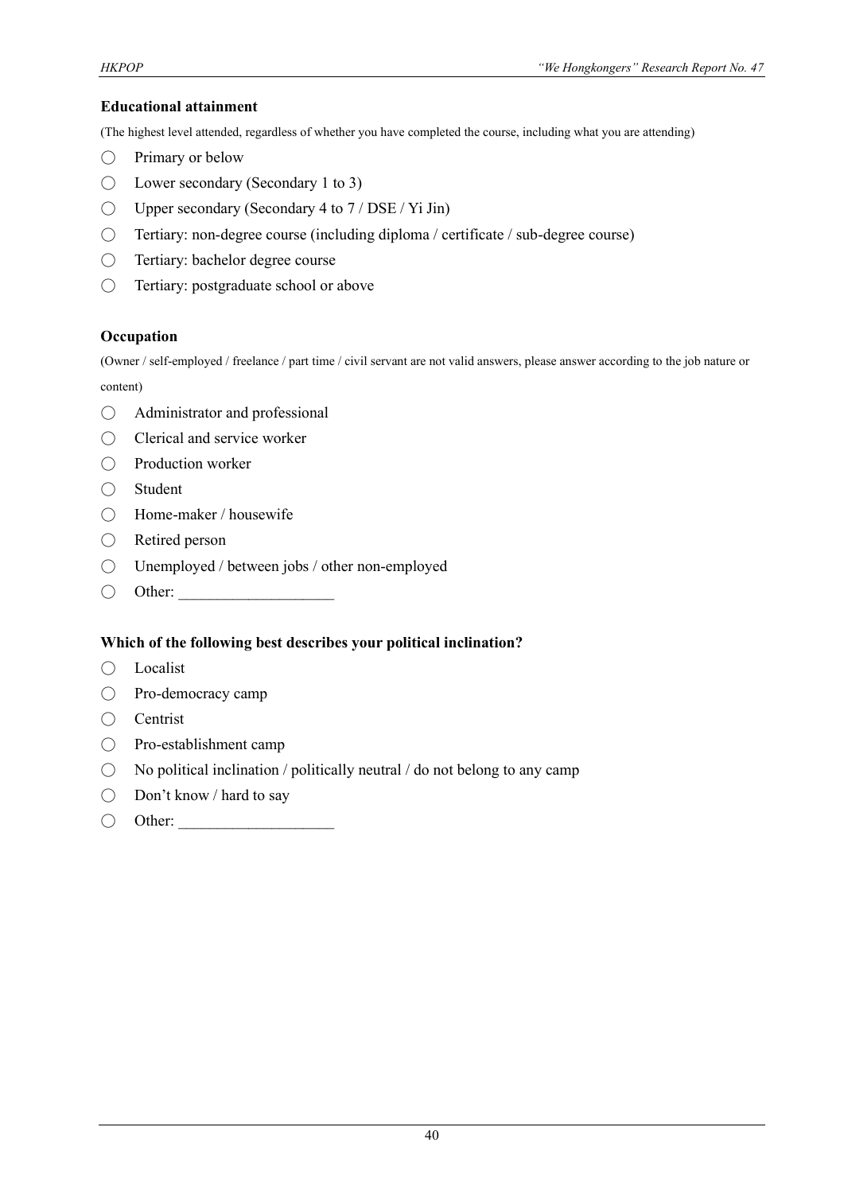**Educational attainment**

(The highest level attended, regardless of whether you have completed the course, including what you are attending)

- ◯ Primary or below
- ◯ Lower secondary (Secondary 1 to 3)
- ◯ Upper secondary (Secondary 4 to 7 / DSE / Yi Jin)
- ◯ Tertiary: non-degree course (including diploma / certificate / sub-degree course)
- ◯ Tertiary: bachelor degree course
- ◯ Tertiary: postgraduate school or above

**Occupation**

(Owner / self-employed / freelance / part time / civil servant are not valid answers, please answer according to the job nature or content)

- ◯ Administrator and professional
- ◯ Clerical and service worker
- ◯ Production worker
- ◯ Student
- ◯ Home-maker / housewife
- ◯ Retired person
- ◯ Unemployed / between jobs / other non-employed
- ◯ Other: ____________________

**Which of the following best describes your political inclination?**

- ◯ Localist
- ◯ Pro-democracy camp
- ◯ Centrist
- ◯ Pro-establishment camp
- ◯ No political inclination / politically neutral / do not belong to any camp
- ◯ Don't know / hard to say
- ◯ Other: ____________________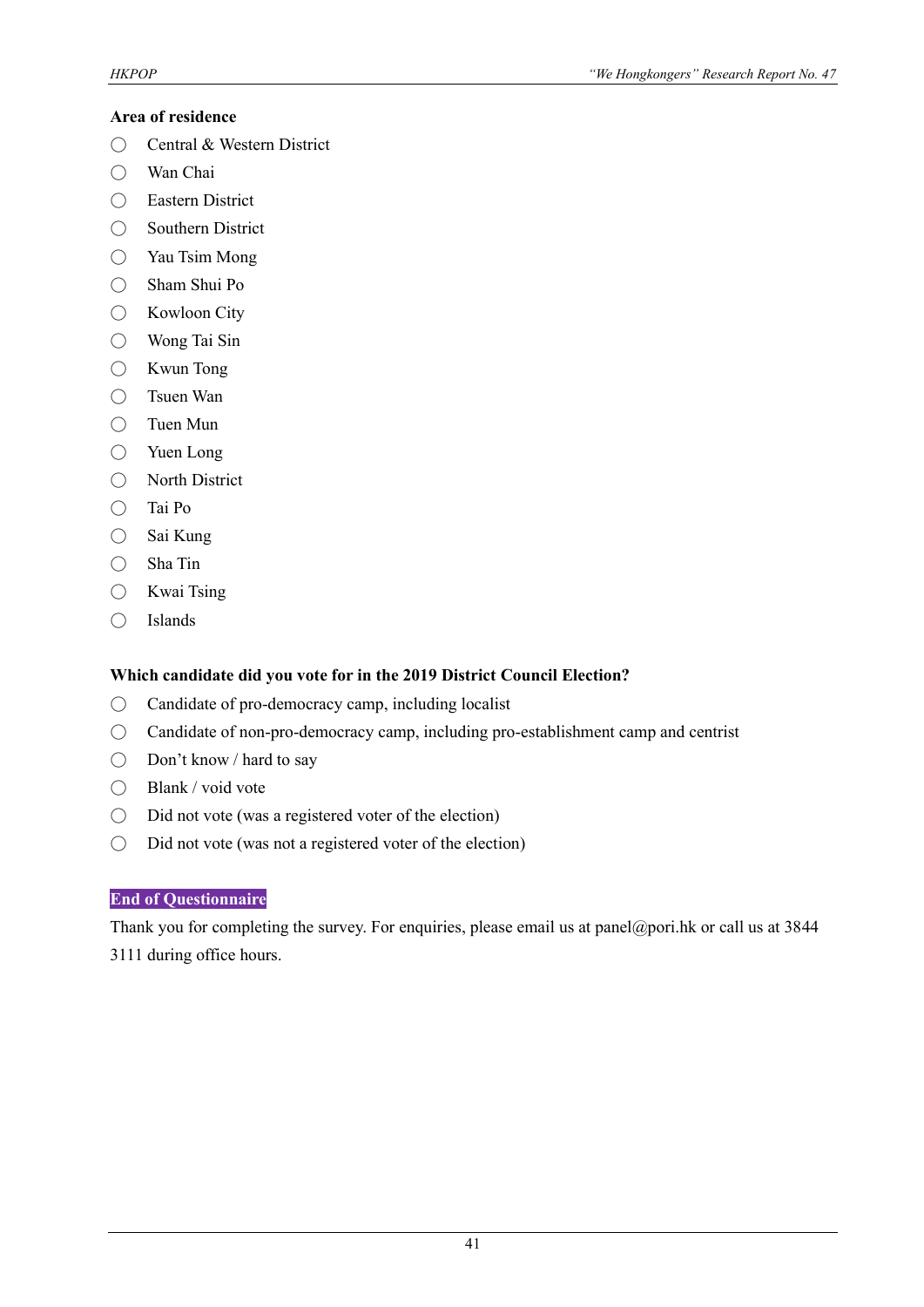**Area of residence**

- ◯ Central & Western District
- ◯ Wan Chai
- ◯ Eastern District
- ◯ Southern District
- ◯ Yau Tsim Mong
- ◯ Sham Shui Po
- ◯ Kowloon City
- ◯ Wong Tai Sin
- ◯ Kwun Tong
- ◯ Tsuen Wan
- ◯ Tuen Mun
- ◯ Yuen Long
- ◯ North District
- ◯ Tai Po
- ◯ Sai Kung
- ◯ Sha Tin
- ◯ Kwai Tsing
- ◯ Islands

**Which candidate did you vote for in the 2019 District Council Election?**

- ◯ Candidate of pro-democracy camp, including localist
- ◯ Candidate of non-pro-democracy camp, including pro-establishment camp and centrist
- ◯ Don't know / hard to say
- ◯ Blank / void vote
- ◯ Did not vote (was a registered voter of the election)
- ◯ Did not vote (was not a registered voter of the election)

**End of Questionnaire**

Thank you for completing the survey. For enquiries, please email us at panel@pori.hk or call us at 3844 3111 during office hours.